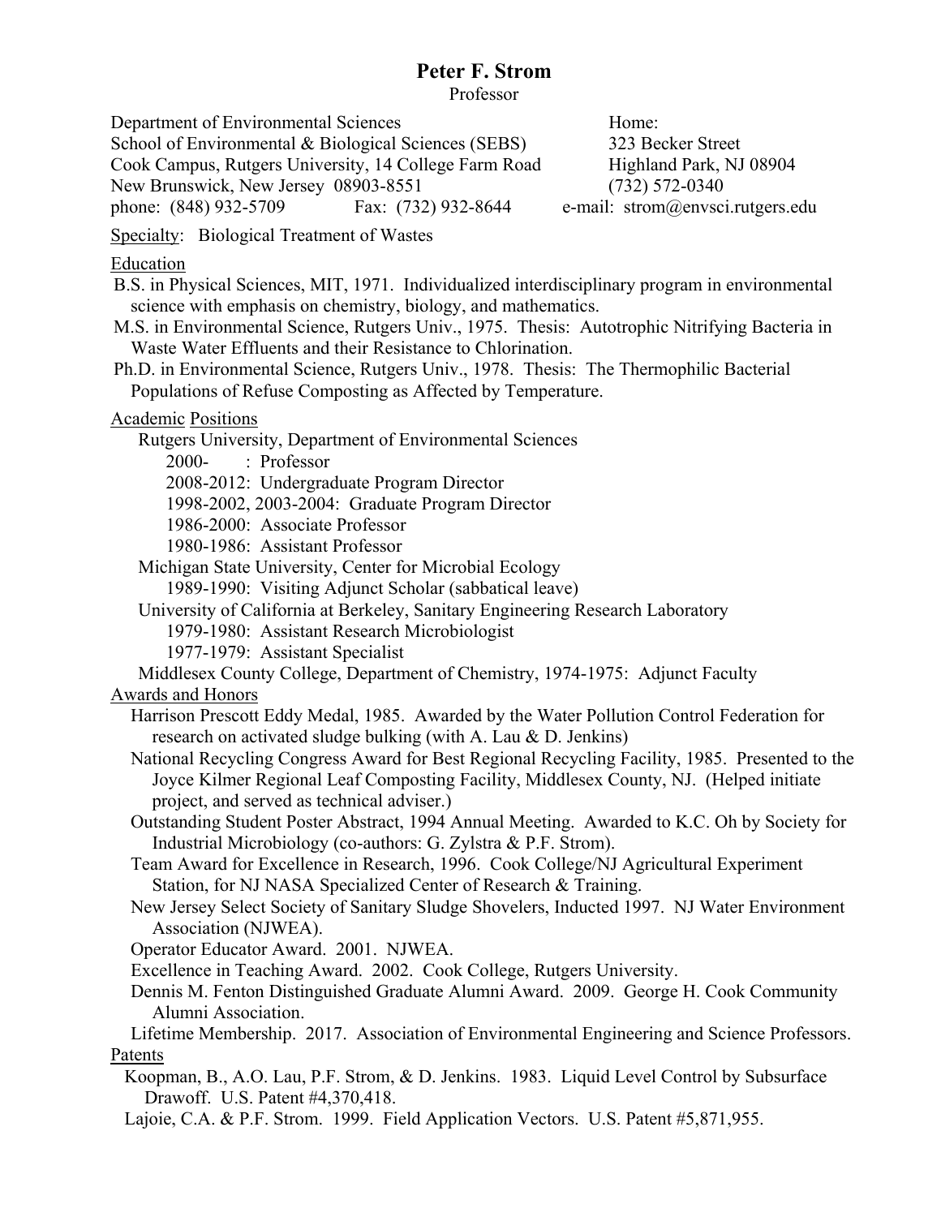# Peter F. Strom

Professor

Department of Environmental Sciences
School of Environmental & Biological Sciences (SEBS)
Cook Campus, Rutgers University, 14 College Farm Road
New Brunswick, New Jersey 08903-8551
phone: (848) 932-5709 Fax: (732) 932-8644

Home:
323 Becker Street
Highland Park, NJ 08904
(732) 572-0340
e-mail: strom@envsci.rutgers.edu

Specialty: Biological Treatment of Wastes

## Education

- B.S. in Physical Sciences, MIT, 1971. Individualized interdisciplinary program in environmental science with emphasis on chemistry, biology, and mathematics.
- M.S. in Environmental Science, Rutgers Univ., 1975. Thesis: Autotrophic Nitrifying Bacteria in Waste Water Effluents and their Resistance to Chlorination.
- Ph.D. in Environmental Science, Rutgers Univ., 1978. Thesis: The Thermophilic Bacterial Populations of Refuse Composting as Affected by Temperature.

## Academic Positions

Rutgers University, Department of Environmental Sciences
- 2000- : Professor
- 2008-2012: Undergraduate Program Director
- 1998-2002, 2003-2004: Graduate Program Director
- 1986-2000: Associate Professor
- 1980-1986: Assistant Professor

Michigan State University, Center for Microbial Ecology
- 1989-1990: Visiting Adjunct Scholar (sabbatical leave)

University of California at Berkeley, Sanitary Engineering Research Laboratory
- 1979-1980: Assistant Research Microbiologist
- 1977-1979: Assistant Specialist

Middlesex County College, Department of Chemistry, 1974-1975: Adjunct Faculty

## Awards and Honors

- Harrison Prescott Eddy Medal, 1985. Awarded by the Water Pollution Control Federation for research on activated sludge bulking (with A. Lau & D. Jenkins)
- National Recycling Congress Award for Best Regional Recycling Facility, 1985. Presented to the Joyce Kilmer Regional Leaf Composting Facility, Middlesex County, NJ. (Helped initiate project, and served as technical adviser.)
- Outstanding Student Poster Abstract, 1994 Annual Meeting. Awarded to K.C. Oh by Society for Industrial Microbiology (co-authors: G. Zylstra & P.F. Strom).
- Team Award for Excellence in Research, 1996. Cook College/NJ Agricultural Experiment Station, for NJ NASA Specialized Center of Research & Training.
- New Jersey Select Society of Sanitary Sludge Shovelers, Inducted 1997. NJ Water Environment Association (NJWEA).
- Operator Educator Award. 2001. NJWEA.
- Excellence in Teaching Award. 2002. Cook College, Rutgers University.
- Dennis M. Fenton Distinguished Graduate Alumni Award. 2009. George H. Cook Community Alumni Association.
- Lifetime Membership. 2017. Association of Environmental Engineering and Science Professors.

## Patents

- Koopman, B., A.O. Lau, P.F. Strom, & D. Jenkins. 1983. Liquid Level Control by Subsurface Drawoff. U.S. Patent #4,370,418.
- Lajoie, C.A. & P.F. Strom. 1999. Field Application Vectors. U.S. Patent #5,871,955.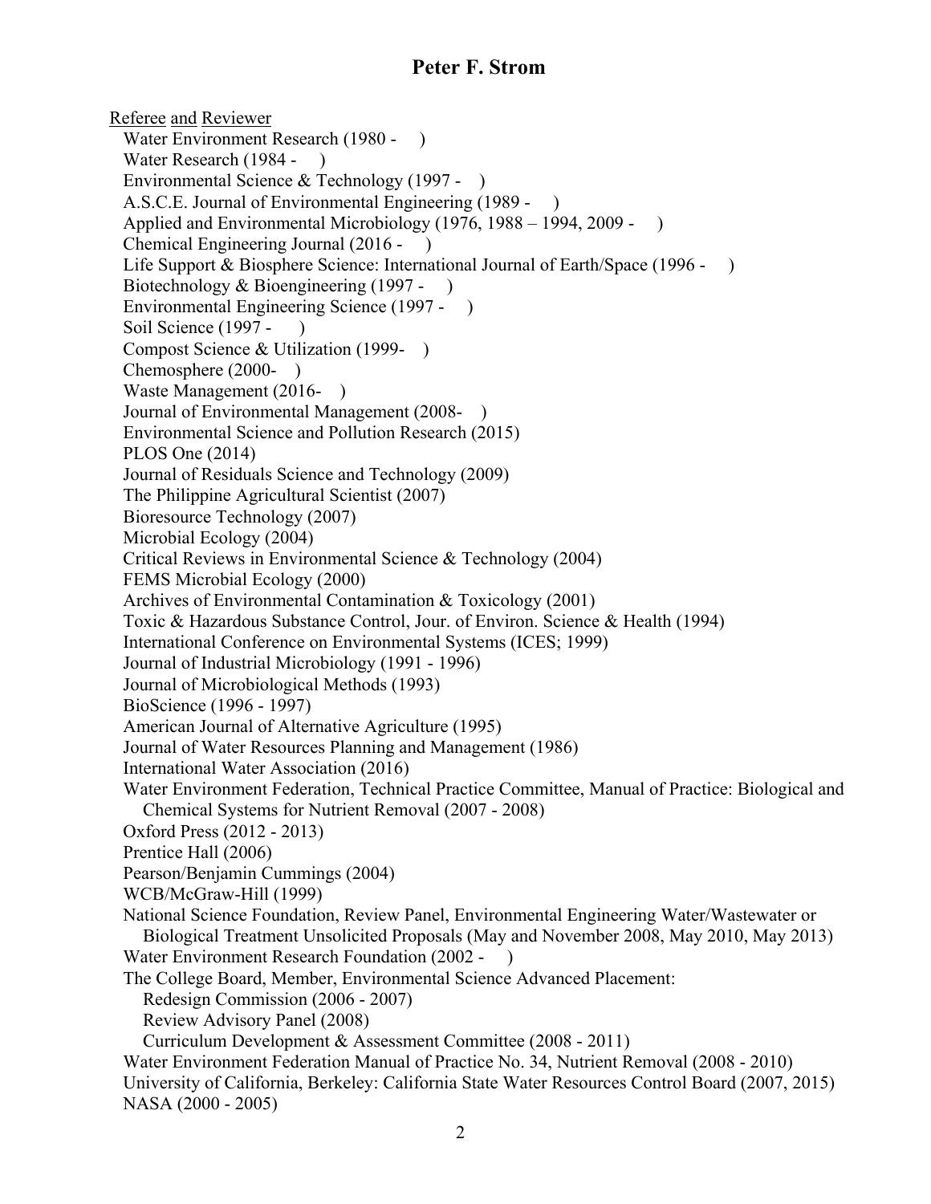Referee and Reviewer

Water Environment Research (1980 - )
Water Research (1984 - )
Environmental Science & Technology (1997 - )
A.S.C.E. Journal of Environmental Engineering (1989 - )
Applied and Environmental Microbiology (1976, 1988 – 1994, 2009 - )
Chemical Engineering Journal (2016 - )
Life Support & Biosphere Science: International Journal of Earth/Space (1996 - )
Biotechnology & Bioengineering (1997 - )
Environmental Engineering Science (1997 - )
Soil Science (1997 - )
Compost Science & Utilization (1999- )
Chemosphere (2000- )
Waste Management (2016- )
Journal of Environmental Management (2008- )
Environmental Science and Pollution Research (2015)
PLOS One (2014)
Journal of Residuals Science and Technology (2009)
The Philippine Agricultural Scientist (2007)
Bioresource Technology (2007)
Microbial Ecology (2004)
Critical Reviews in Environmental Science & Technology (2004)
FEMS Microbial Ecology (2000)
Archives of Environmental Contamination & Toxicology (2001)
Toxic & Hazardous Substance Control, Jour. of Environ. Science & Health (1994)
International Conference on Environmental Systems (ICES; 1999)
Journal of Industrial Microbiology (1991 - 1996)
Journal of Microbiological Methods (1993)
BioScience (1996 - 1997)
American Journal of Alternative Agriculture (1995)
Journal of Water Resources Planning and Management (1986)
International Water Association (2016)
Water Environment Federation, Technical Practice Committee, Manual of Practice: Biological and Chemical Systems for Nutrient Removal (2007 - 2008)
Oxford Press (2012 - 2013)
Prentice Hall (2006)
Pearson/Benjamin Cummings (2004)
WCB/McGraw-Hill (1999)
National Science Foundation, Review Panel, Environmental Engineering Water/Wastewater or Biological Treatment Unsolicited Proposals (May and November 2008, May 2010, May 2013)
Water Environment Research Foundation (2002 - )
The College Board, Member, Environmental Science Advanced Placement:
   Redesign Commission (2006 - 2007)
   Review Advisory Panel (2008)
   Curriculum Development & Assessment Committee (2008 - 2011)
Water Environment Federation Manual of Practice No. 34, Nutrient Removal (2008 - 2010)
University of California, Berkeley: California State Water Resources Control Board (2007, 2015)
NASA (2000 - 2005)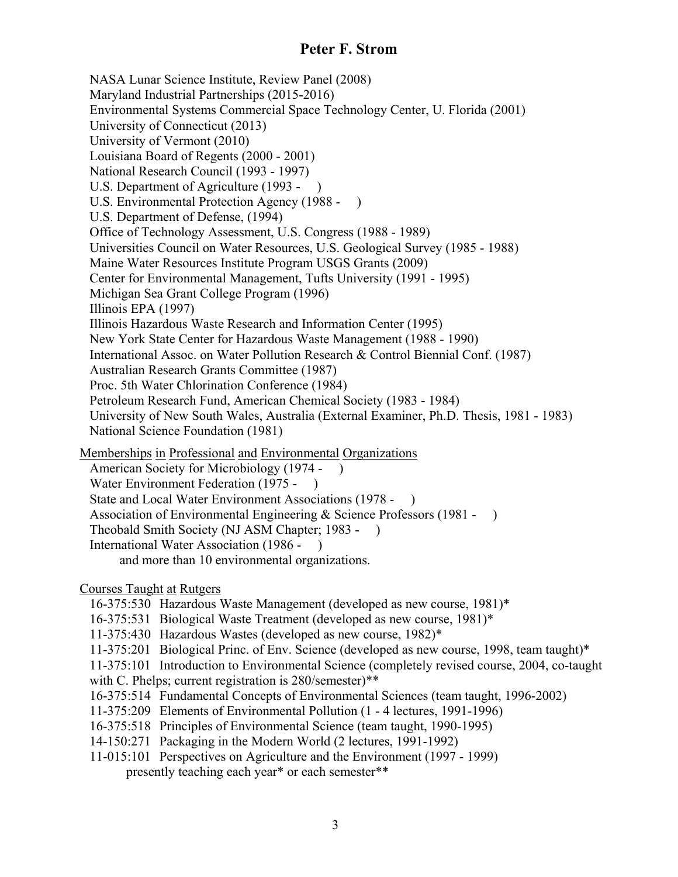NASA Lunar Science Institute, Review Panel (2008)
Maryland Industrial Partnerships (2015-2016)
Environmental Systems Commercial Space Technology Center, U. Florida (2001)
University of Connecticut (2013)
University of Vermont (2010)
Louisiana Board of Regents (2000 - 2001)
National Research Council (1993 - 1997)
U.S. Department of Agriculture (1993 -     )
U.S. Environmental Protection Agency (1988 -     )
U.S. Department of Defense, (1994)
Office of Technology Assessment, U.S. Congress (1988 - 1989)
Universities Council on Water Resources, U.S. Geological Survey (1985 - 1988)
Maine Water Resources Institute Program USGS Grants (2009)
Center for Environmental Management, Tufts University (1991 - 1995)
Michigan Sea Grant College Program (1996)
Illinois EPA (1997)
Illinois Hazardous Waste Research and Information Center (1995)
New York State Center for Hazardous Waste Management (1988 - 1990)
International Assoc. on Water Pollution Research & Control Biennial Conf. (1987)
Australian Research Grants Committee (1987)
Proc. 5th Water Chlorination Conference (1984)
Petroleum Research Fund, American Chemical Society (1983 - 1984)
University of New South Wales, Australia (External Examiner, Ph.D. Thesis, 1981 - 1983)
National Science Foundation (1981)

<u>Memberships in Professional and Environmental Organizations</u>

American Society for Microbiology (1974 -     )
Water Environment Federation (1975 -     )
State and Local Water Environment Associations (1978 -     )
Association of Environmental Engineering & Science Professors (1981 -     )
Theobald Smith Society (NJ ASM Chapter; 1983 -     )
International Water Association (1986 -     )
and more than 10 environmental organizations.

<u>Courses Taught at Rutgers</u>

16-375:530 Hazardous Waste Management (developed as new course, 1981)*
16-375:531 Biological Waste Treatment (developed as new course, 1981)*
11-375:430 Hazardous Wastes (developed as new course, 1982)*
11-375:201 Biological Princ. of Env. Science (developed as new course, 1998, team taught)*
11-375:101 Introduction to Environmental Science (completely revised course, 2004, co-taught with C. Phelps; current registration is 280/semester)**
16-375:514 Fundamental Concepts of Environmental Sciences (team taught, 1996-2002)
11-375:209 Elements of Environmental Pollution (1 - 4 lectures, 1991-1996)
16-375:518 Principles of Environmental Science (team taught, 1990-1995)
14-150:271 Packaging in the Modern World (2 lectures, 1991-1992)
11-015:101 Perspectives on Agriculture and the Environment (1997 - 1999)
presently teaching each year* or each semester**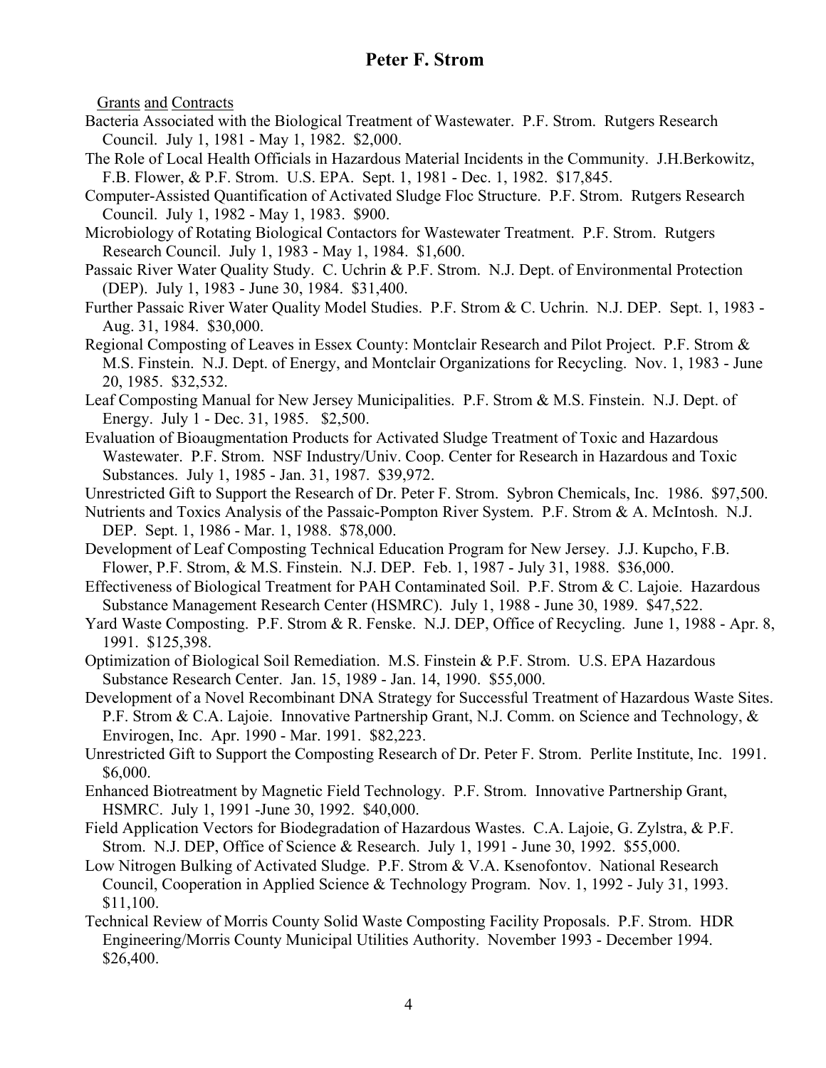Grants and Contracts

Bacteria Associated with the Biological Treatment of Wastewater. P.F. Strom. Rutgers Research Council. July 1, 1981 - May 1, 1982. $2,000.

The Role of Local Health Officials in Hazardous Material Incidents in the Community. J.H.Berkowitz, F.B. Flower, & P.F. Strom. U.S. EPA. Sept. 1, 1981 - Dec. 1, 1982. $17,845.

Computer-Assisted Quantification of Activated Sludge Floc Structure. P.F. Strom. Rutgers Research Council. July 1, 1982 - May 1, 1983. $900.

Microbiology of Rotating Biological Contactors for Wastewater Treatment. P.F. Strom. Rutgers Research Council. July 1, 1983 - May 1, 1984. $1,600.

Passaic River Water Quality Study. C. Uchrin & P.F. Strom. N.J. Dept. of Environmental Protection (DEP). July 1, 1983 - June 30, 1984. $31,400.

Further Passaic River Water Quality Model Studies. P.F. Strom & C. Uchrin. N.J. DEP. Sept. 1, 1983 - Aug. 31, 1984. $30,000.

Regional Composting of Leaves in Essex County: Montclair Research and Pilot Project. P.F. Strom & M.S. Finstein. N.J. Dept. of Energy, and Montclair Organizations for Recycling. Nov. 1, 1983 - June 20, 1985. $32,532.

Leaf Composting Manual for New Jersey Municipalities. P.F. Strom & M.S. Finstein. N.J. Dept. of Energy. July 1 - Dec. 31, 1985. $2,500.

Evaluation of Bioaugmentation Products for Activated Sludge Treatment of Toxic and Hazardous Wastewater. P.F. Strom. NSF Industry/Univ. Coop. Center for Research in Hazardous and Toxic Substances. July 1, 1985 - Jan. 31, 1987. $39,972.

Unrestricted Gift to Support the Research of Dr. Peter F. Strom. Sybron Chemicals, Inc. 1986. $97,500.

Nutrients and Toxics Analysis of the Passaic-Pompton River System. P.F. Strom & A. McIntosh. N.J. DEP. Sept. 1, 1986 - Mar. 1, 1988. $78,000.

Development of Leaf Composting Technical Education Program for New Jersey. J.J. Kupcho, F.B. Flower, P.F. Strom, & M.S. Finstein. N.J. DEP. Feb. 1, 1987 - July 31, 1988. $36,000.

Effectiveness of Biological Treatment for PAH Contaminated Soil. P.F. Strom & C. Lajoie. Hazardous Substance Management Research Center (HSMRC). July 1, 1988 - June 30, 1989. $47,522.

Yard Waste Composting. P.F. Strom & R. Fenske. N.J. DEP, Office of Recycling. June 1, 1988 - Apr. 8, 1991. $125,398.

Optimization of Biological Soil Remediation. M.S. Finstein & P.F. Strom. U.S. EPA Hazardous Substance Research Center. Jan. 15, 1989 - Jan. 14, 1990. $55,000.

Development of a Novel Recombinant DNA Strategy for Successful Treatment of Hazardous Waste Sites. P.F. Strom & C.A. Lajoie. Innovative Partnership Grant, N.J. Comm. on Science and Technology, & Envirogen, Inc. Apr. 1990 - Mar. 1991. $82,223.

Unrestricted Gift to Support the Composting Research of Dr. Peter F. Strom. Perlite Institute, Inc. 1991. $6,000.

Enhanced Biotreatment by Magnetic Field Technology. P.F. Strom. Innovative Partnership Grant, HSMRC. July 1, 1991 -June 30, 1992. $40,000.

Field Application Vectors for Biodegradation of Hazardous Wastes. C.A. Lajoie, G. Zylstra, & P.F. Strom. N.J. DEP, Office of Science & Research. July 1, 1991 - June 30, 1992. $55,000.

Low Nitrogen Bulking of Activated Sludge. P.F. Strom & V.A. Ksenofontov. National Research Council, Cooperation in Applied Science & Technology Program. Nov. 1, 1992 - July 31, 1993. $11,100.

Technical Review of Morris County Solid Waste Composting Facility Proposals. P.F. Strom. HDR Engineering/Morris County Municipal Utilities Authority. November 1993 - December 1994. $26,400.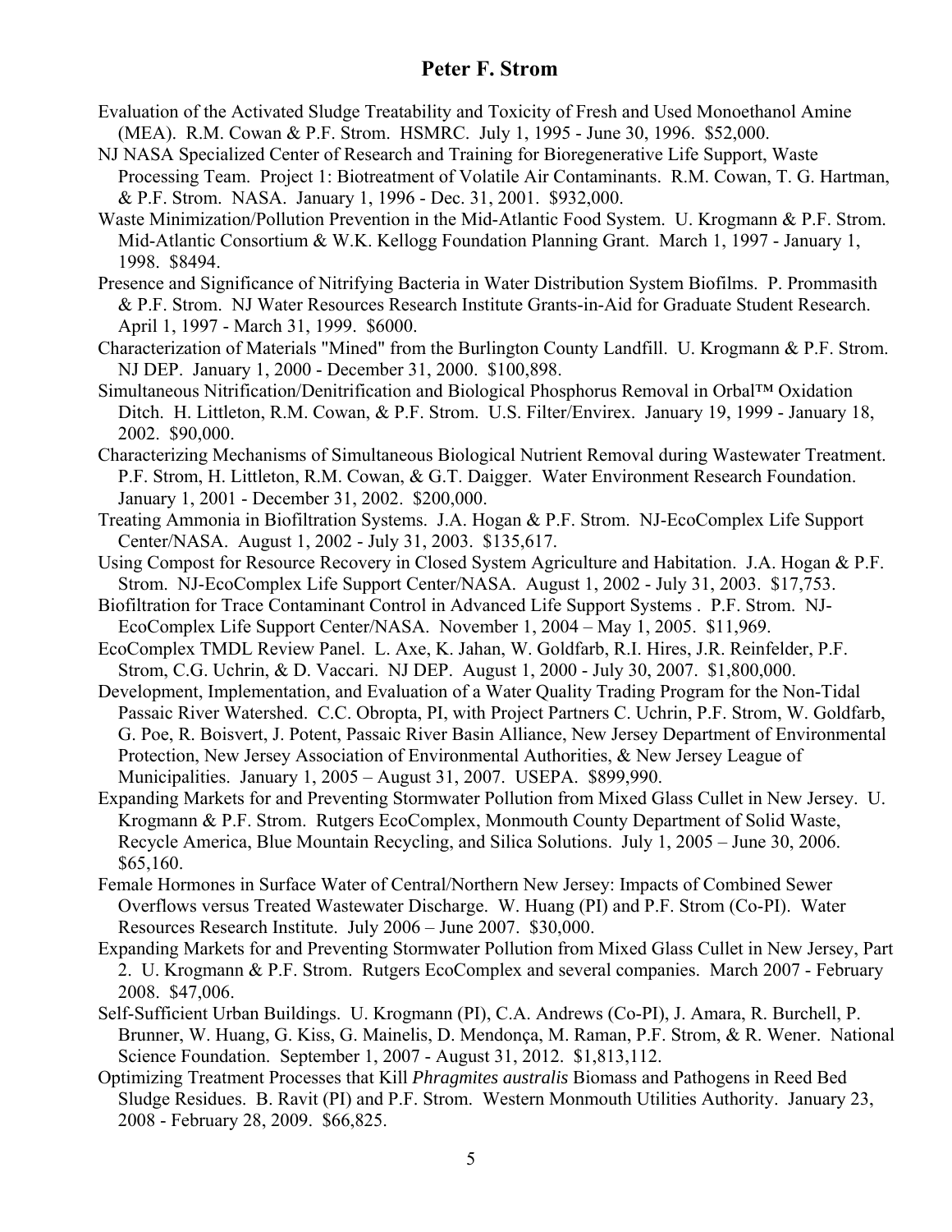Evaluation of the Activated Sludge Treatability and Toxicity of Fresh and Used Monoethanol Amine (MEA). R.M. Cowan & P.F. Strom. HSMRC. July 1, 1995 - June 30, 1996. $52,000.

NJ NASA Specialized Center of Research and Training for Bioregenerative Life Support, Waste Processing Team. Project 1: Biotreatment of Volatile Air Contaminants. R.M. Cowan, T. G. Hartman, & P.F. Strom. NASA. January 1, 1996 - Dec. 31, 2001. $932,000.

Waste Minimization/Pollution Prevention in the Mid-Atlantic Food System. U. Krogmann & P.F. Strom. Mid-Atlantic Consortium & W.K. Kellogg Foundation Planning Grant. March 1, 1997 - January 1, 1998. $8494.

Presence and Significance of Nitrifying Bacteria in Water Distribution System Biofilms. P. Prommasith & P.F. Strom. NJ Water Resources Research Institute Grants-in-Aid for Graduate Student Research. April 1, 1997 - March 31, 1999. $6000.

Characterization of Materials "Mined" from the Burlington County Landfill. U. Krogmann & P.F. Strom. NJ DEP. January 1, 2000 - December 31, 2000. $100,898.

Simultaneous Nitrification/Denitrification and Biological Phosphorus Removal in Orbal™ Oxidation Ditch. H. Littleton, R.M. Cowan, & P.F. Strom. U.S. Filter/Envirex. January 19, 1999 - January 18, 2002. $90,000.

Characterizing Mechanisms of Simultaneous Biological Nutrient Removal during Wastewater Treatment. P.F. Strom, H. Littleton, R.M. Cowan, & G.T. Daigger. Water Environment Research Foundation. January 1, 2001 - December 31, 2002. $200,000.

Treating Ammonia in Biofiltration Systems. J.A. Hogan & P.F. Strom. NJ-EcoComplex Life Support Center/NASA. August 1, 2002 - July 31, 2003. $135,617.

Using Compost for Resource Recovery in Closed System Agriculture and Habitation. J.A. Hogan & P.F. Strom. NJ-EcoComplex Life Support Center/NASA. August 1, 2002 - July 31, 2003. $17,753.

Biofiltration for Trace Contaminant Control in Advanced Life Support Systems . P.F. Strom. NJ-EcoComplex Life Support Center/NASA. November 1, 2004 – May 1, 2005. $11,969.

EcoComplex TMDL Review Panel. L. Axe, K. Jahan, W. Goldfarb, R.I. Hires, J.R. Reinfelder, P.F. Strom, C.G. Uchrin, & D. Vaccari. NJ DEP. August 1, 2000 - July 30, 2007. $1,800,000.

Development, Implementation, and Evaluation of a Water Quality Trading Program for the Non-Tidal Passaic River Watershed. C.C. Obropta, PI, with Project Partners C. Uchrin, P.F. Strom, W. Goldfarb, G. Poe, R. Boisvert, J. Potent, Passaic River Basin Alliance, New Jersey Department of Environmental Protection, New Jersey Association of Environmental Authorities, & New Jersey League of Municipalities. January 1, 2005 – August 31, 2007. USEPA. $899,990.

Expanding Markets for and Preventing Stormwater Pollution from Mixed Glass Cullet in New Jersey. U. Krogmann & P.F. Strom. Rutgers EcoComplex, Monmouth County Department of Solid Waste, Recycle America, Blue Mountain Recycling, and Silica Solutions. July 1, 2005 – June 30, 2006. $65,160.

Female Hormones in Surface Water of Central/Northern New Jersey: Impacts of Combined Sewer Overflows versus Treated Wastewater Discharge. W. Huang (PI) and P.F. Strom (Co-PI). Water Resources Research Institute. July 2006 – June 2007. $30,000.

Expanding Markets for and Preventing Stormwater Pollution from Mixed Glass Cullet in New Jersey, Part 2. U. Krogmann & P.F. Strom. Rutgers EcoComplex and several companies. March 2007 - February 2008. $47,006.

Self-Sufficient Urban Buildings. U. Krogmann (PI), C.A. Andrews (Co-PI), J. Amara, R. Burchell, P. Brunner, W. Huang, G. Kiss, G. Mainelis, D. Mendonça, M. Raman, P.F. Strom, & R. Wener. National Science Foundation. September 1, 2007 - August 31, 2012. $1,813,112.

Optimizing Treatment Processes that Kill *Phragmites australis* Biomass and Pathogens in Reed Bed Sludge Residues. B. Ravit (PI) and P.F. Strom. Western Monmouth Utilities Authority. January 23, 2008 - February 28, 2009. $66,825.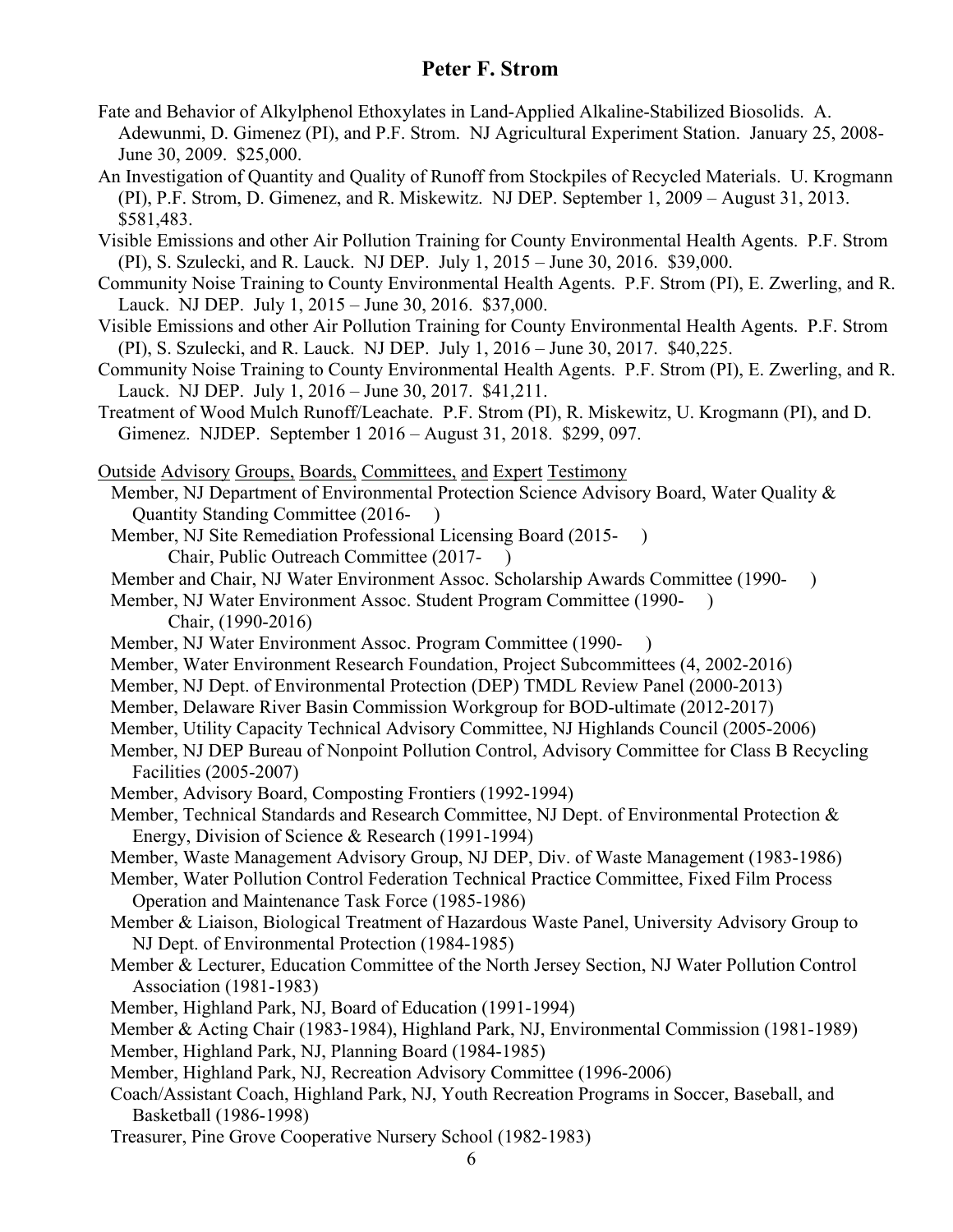Fate and Behavior of Alkylphenol Ethoxylates in Land-Applied Alkaline-Stabilized Biosolids. A. Adewunmi, D. Gimenez (PI), and P.F. Strom. NJ Agricultural Experiment Station. January 25, 2008-June 30, 2009. $25,000.

An Investigation of Quantity and Quality of Runoff from Stockpiles of Recycled Materials. U. Krogmann (PI), P.F. Strom, D. Gimenez, and R. Miskewitz. NJ DEP. September 1, 2009 – August 31, 2013. $581,483.

Visible Emissions and other Air Pollution Training for County Environmental Health Agents. P.F. Strom (PI), S. Szulecki, and R. Lauck. NJ DEP. July 1, 2015 – June 30, 2016. $39,000.

Community Noise Training to County Environmental Health Agents. P.F. Strom (PI), E. Zwerling, and R. Lauck. NJ DEP. July 1, 2015 – June 30, 2016. $37,000.

Visible Emissions and other Air Pollution Training for County Environmental Health Agents. P.F. Strom (PI), S. Szulecki, and R. Lauck. NJ DEP. July 1, 2016 – June 30, 2017. $40,225.

Community Noise Training to County Environmental Health Agents. P.F. Strom (PI), E. Zwerling, and R. Lauck. NJ DEP. July 1, 2016 – June 30, 2017. $41,211.

Treatment of Wood Mulch Runoff/Leachate. P.F. Strom (PI), R. Miskewitz, U. Krogmann (PI), and D. Gimenez. NJDEP. September 1 2016 – August 31, 2018. $299, 097.

## Outside Advisory Groups, Boards, Committees, and Expert Testimony

- Member, NJ Department of Environmental Protection Science Advisory Board, Water Quality & Quantity Standing Committee (2016- )
- Member, NJ Site Remediation Professional Licensing Board (2015- )
  - Chair, Public Outreach Committee (2017- )
- Member and Chair, NJ Water Environment Assoc. Scholarship Awards Committee (1990- )
- Member, NJ Water Environment Assoc. Student Program Committee (1990- )
  - Chair, (1990-2016)
- Member, NJ Water Environment Assoc. Program Committee (1990- )
- Member, Water Environment Research Foundation, Project Subcommittees (4, 2002-2016)
- Member, NJ Dept. of Environmental Protection (DEP) TMDL Review Panel (2000-2013)
- Member, Delaware River Basin Commission Workgroup for BOD-ultimate (2012-2017)
- Member, Utility Capacity Technical Advisory Committee, NJ Highlands Council (2005-2006)
- Member, NJ DEP Bureau of Nonpoint Pollution Control, Advisory Committee for Class B Recycling Facilities (2005-2007)
- Member, Advisory Board, Composting Frontiers (1992-1994)
- Member, Technical Standards and Research Committee, NJ Dept. of Environmental Protection & Energy, Division of Science & Research (1991-1994)
- Member, Waste Management Advisory Group, NJ DEP, Div. of Waste Management (1983-1986)
- Member, Water Pollution Control Federation Technical Practice Committee, Fixed Film Process Operation and Maintenance Task Force (1985-1986)
- Member & Liaison, Biological Treatment of Hazardous Waste Panel, University Advisory Group to NJ Dept. of Environmental Protection (1984-1985)
- Member & Lecturer, Education Committee of the North Jersey Section, NJ Water Pollution Control Association (1981-1983)
- Member, Highland Park, NJ, Board of Education (1991-1994)
- Member & Acting Chair (1983-1984), Highland Park, NJ, Environmental Commission (1981-1989)
- Member, Highland Park, NJ, Planning Board (1984-1985)
- Member, Highland Park, NJ, Recreation Advisory Committee (1996-2006)
- Coach/Assistant Coach, Highland Park, NJ, Youth Recreation Programs in Soccer, Baseball, and Basketball (1986-1998)
- Treasurer, Pine Grove Cooperative Nursery School (1982-1983)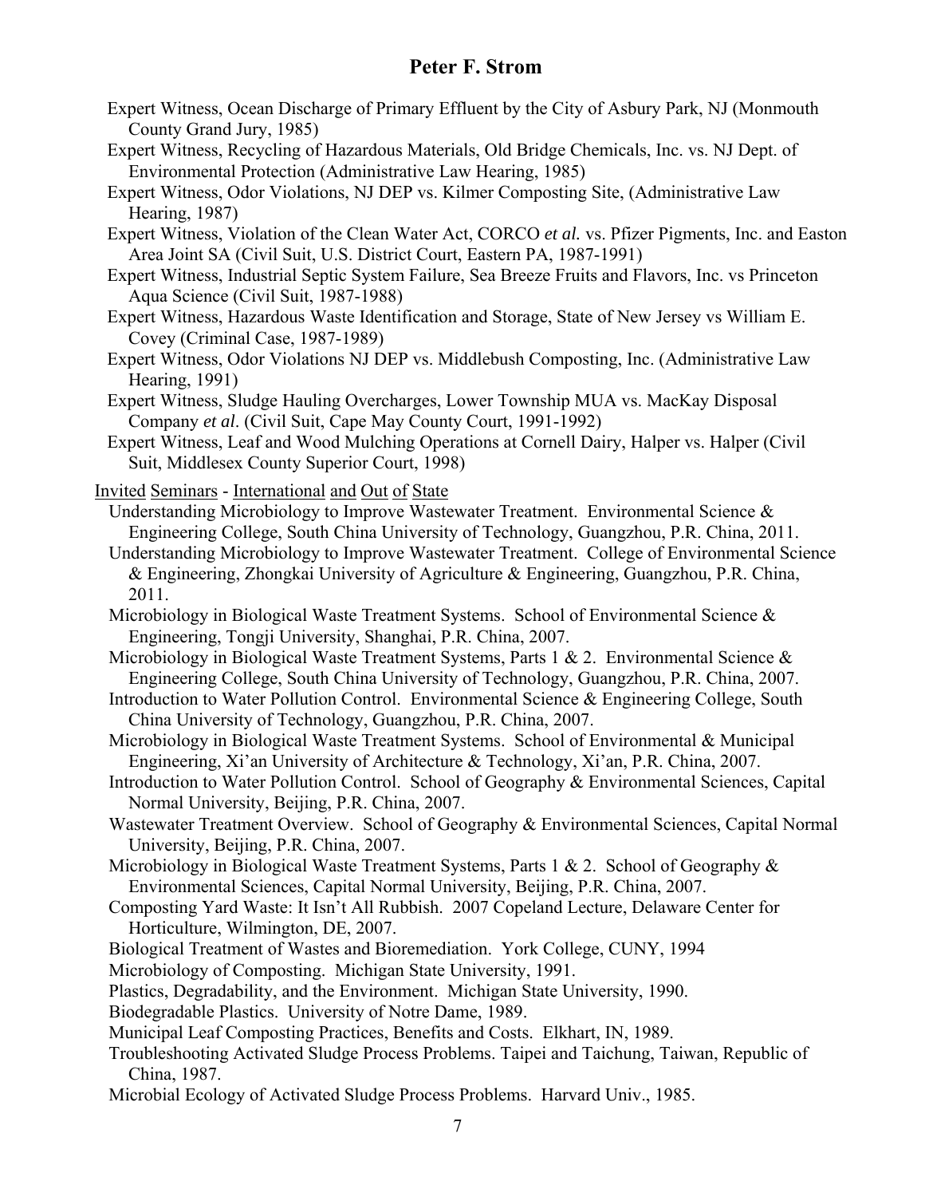Expert Witness, Ocean Discharge of Primary Effluent by the City of Asbury Park, NJ (Monmouth County Grand Jury, 1985)

Expert Witness, Recycling of Hazardous Materials, Old Bridge Chemicals, Inc. vs. NJ Dept. of Environmental Protection (Administrative Law Hearing, 1985)

Expert Witness, Odor Violations, NJ DEP vs. Kilmer Composting Site, (Administrative Law Hearing, 1987)

Expert Witness, Violation of the Clean Water Act, CORCO *et al.* vs. Pfizer Pigments, Inc. and Easton Area Joint SA (Civil Suit, U.S. District Court, Eastern PA, 1987-1991)

Expert Witness, Industrial Septic System Failure, Sea Breeze Fruits and Flavors, Inc. vs Princeton Aqua Science (Civil Suit, 1987-1988)

Expert Witness, Hazardous Waste Identification and Storage, State of New Jersey vs William E. Covey (Criminal Case, 1987-1989)

Expert Witness, Odor Violations NJ DEP vs. Middlebush Composting, Inc. (Administrative Law Hearing, 1991)

Expert Witness, Sludge Hauling Overcharges, Lower Township MUA vs. MacKay Disposal Company *et al*. (Civil Suit, Cape May County Court, 1991-1992)

Expert Witness, Leaf and Wood Mulching Operations at Cornell Dairy, Halper vs. Halper (Civil Suit, Middlesex County Superior Court, 1998)

Invited Seminars - International and Out of State

Understanding Microbiology to Improve Wastewater Treatment. Environmental Science & Engineering College, South China University of Technology, Guangzhou, P.R. China, 2011.

Understanding Microbiology to Improve Wastewater Treatment. College of Environmental Science & Engineering, Zhongkai University of Agriculture & Engineering, Guangzhou, P.R. China, 2011.

Microbiology in Biological Waste Treatment Systems. School of Environmental Science & Engineering, Tongji University, Shanghai, P.R. China, 2007.

Microbiology in Biological Waste Treatment Systems, Parts 1 & 2. Environmental Science & Engineering College, South China University of Technology, Guangzhou, P.R. China, 2007.

Introduction to Water Pollution Control. Environmental Science & Engineering College, South China University of Technology, Guangzhou, P.R. China, 2007.

Microbiology in Biological Waste Treatment Systems. School of Environmental & Municipal Engineering, Xi'an University of Architecture & Technology, Xi'an, P.R. China, 2007.

Introduction to Water Pollution Control. School of Geography & Environmental Sciences, Capital Normal University, Beijing, P.R. China, 2007.

Wastewater Treatment Overview. School of Geography & Environmental Sciences, Capital Normal University, Beijing, P.R. China, 2007.

Microbiology in Biological Waste Treatment Systems, Parts 1 & 2. School of Geography & Environmental Sciences, Capital Normal University, Beijing, P.R. China, 2007.

Composting Yard Waste: It Isn't All Rubbish. 2007 Copeland Lecture, Delaware Center for Horticulture, Wilmington, DE, 2007.

Biological Treatment of Wastes and Bioremediation. York College, CUNY, 1994

Microbiology of Composting. Michigan State University, 1991.

Plastics, Degradability, and the Environment. Michigan State University, 1990.

Biodegradable Plastics. University of Notre Dame, 1989.

Municipal Leaf Composting Practices, Benefits and Costs. Elkhart, IN, 1989.

Troubleshooting Activated Sludge Process Problems. Taipei and Taichung, Taiwan, Republic of China, 1987.

Microbial Ecology of Activated Sludge Process Problems. Harvard Univ., 1985.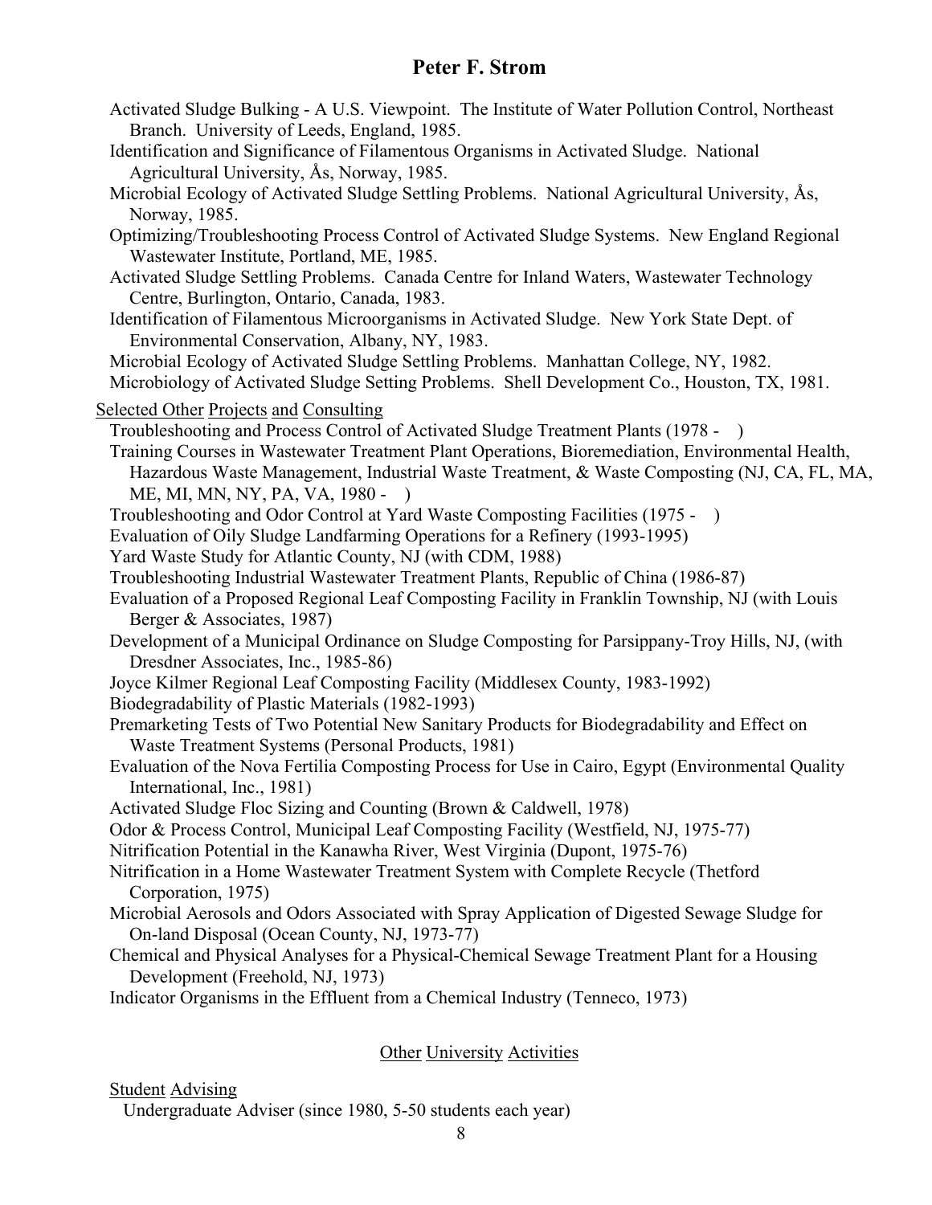Activated Sludge Bulking - A U.S. Viewpoint. The Institute of Water Pollution Control, Northeast Branch. University of Leeds, England, 1985.

Identification and Significance of Filamentous Organisms in Activated Sludge. National Agricultural University, Ås, Norway, 1985.

Microbial Ecology of Activated Sludge Settling Problems. National Agricultural University, Ås, Norway, 1985.

Optimizing/Troubleshooting Process Control of Activated Sludge Systems. New England Regional Wastewater Institute, Portland, ME, 1985.

Activated Sludge Settling Problems. Canada Centre for Inland Waters, Wastewater Technology Centre, Burlington, Ontario, Canada, 1983.

Identification of Filamentous Microorganisms in Activated Sludge. New York State Dept. of Environmental Conservation, Albany, NY, 1983.

Microbial Ecology of Activated Sludge Settling Problems. Manhattan College, NY, 1982.

Microbiology of Activated Sludge Setting Problems. Shell Development Co., Houston, TX, 1981.

Selected Other Projects and Consulting

Troubleshooting and Process Control of Activated Sludge Treatment Plants (1978 - )

Training Courses in Wastewater Treatment Plant Operations, Bioremediation, Environmental Health, Hazardous Waste Management, Industrial Waste Treatment, & Waste Composting (NJ, CA, FL, MA, ME, MI, MN, NY, PA, VA, 1980 - )

Troubleshooting and Odor Control at Yard Waste Composting Facilities (1975 - )

Evaluation of Oily Sludge Landfarming Operations for a Refinery (1993-1995)

Yard Waste Study for Atlantic County, NJ (with CDM, 1988)

Troubleshooting Industrial Wastewater Treatment Plants, Republic of China (1986-87)

Evaluation of a Proposed Regional Leaf Composting Facility in Franklin Township, NJ (with Louis Berger & Associates, 1987)

Development of a Municipal Ordinance on Sludge Composting for Parsippany-Troy Hills, NJ, (with Dresdner Associates, Inc., 1985-86)

Joyce Kilmer Regional Leaf Composting Facility (Middlesex County, 1983-1992)

Biodegradability of Plastic Materials (1982-1993)

Premarketing Tests of Two Potential New Sanitary Products for Biodegradability and Effect on Waste Treatment Systems (Personal Products, 1981)

Evaluation of the Nova Fertilia Composting Process for Use in Cairo, Egypt (Environmental Quality International, Inc., 1981)

Activated Sludge Floc Sizing and Counting (Brown & Caldwell, 1978)

Odor & Process Control, Municipal Leaf Composting Facility (Westfield, NJ, 1975-77)

Nitrification Potential in the Kanawha River, West Virginia (Dupont, 1975-76)

Nitrification in a Home Wastewater Treatment System with Complete Recycle (Thetford Corporation, 1975)

Microbial Aerosols and Odors Associated with Spray Application of Digested Sewage Sludge for On-land Disposal (Ocean County, NJ, 1973-77)

Chemical and Physical Analyses for a Physical-Chemical Sewage Treatment Plant for a Housing Development (Freehold, NJ, 1973)

Indicator Organisms in the Effluent from a Chemical Industry (Tenneco, 1973)

## Other University Activities

Student Advising

Undergraduate Adviser (since 1980, 5-50 students each year)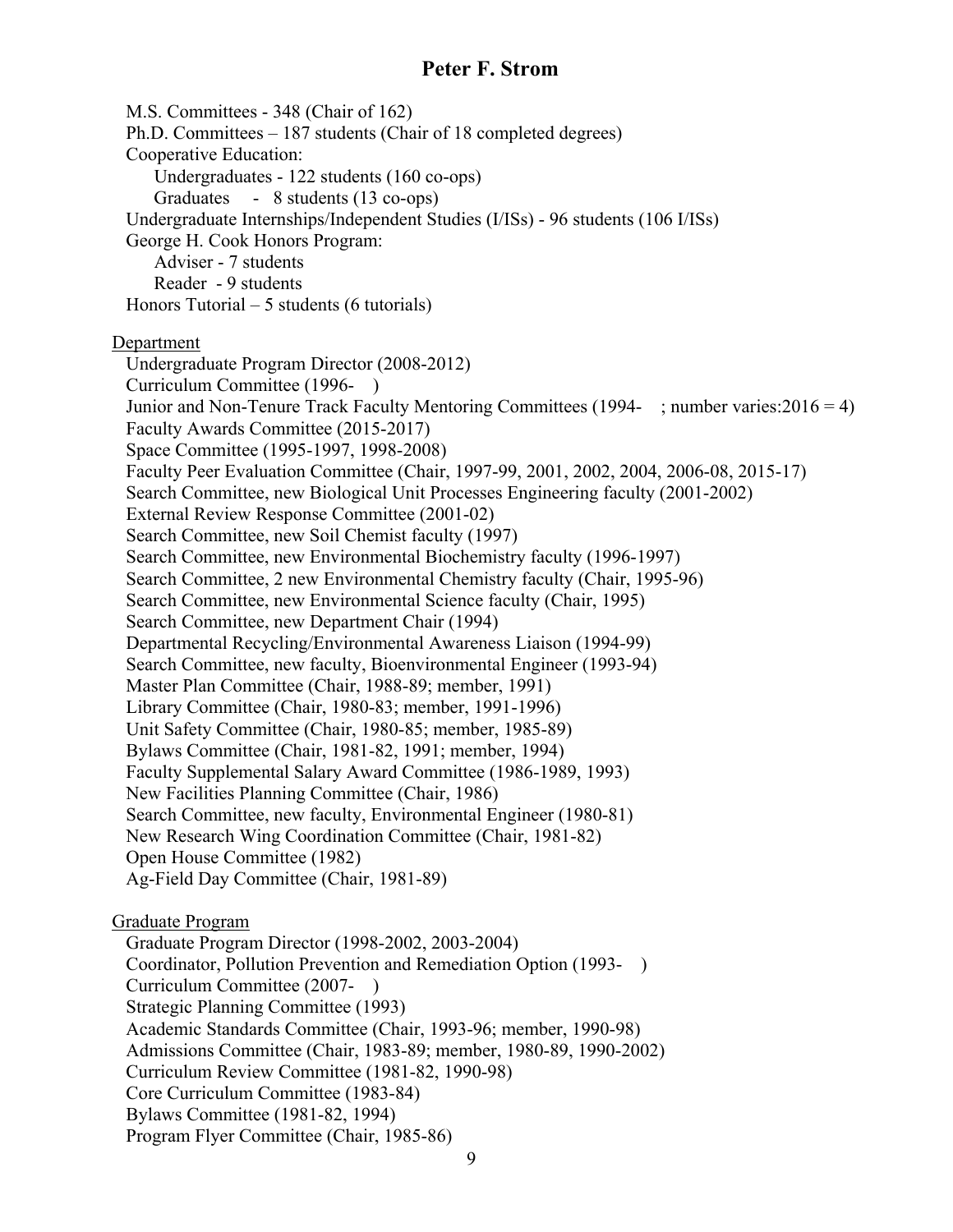M.S. Committees - 348 (Chair of 162)
Ph.D. Committees – 187 students (Chair of 18 completed degrees)
Cooperative Education:
- Undergraduates - 122 students (160 co-ops)
- Graduates - 8 students (13 co-ops)

Undergraduate Internships/Independent Studies (I/ISs) - 96 students (106 I/ISs)
George H. Cook Honors Program:
- Adviser - 7 students
- Reader - 9 students

Honors Tutorial – 5 students (6 tutorials)

Department

Undergraduate Program Director (2008-2012)
Curriculum Committee (1996- )
Junior and Non-Tenure Track Faculty Mentoring Committees (1994- ; number varies:2016 = 4)
Faculty Awards Committee (2015-2017)
Space Committee (1995-1997, 1998-2008)
Faculty Peer Evaluation Committee (Chair, 1997-99, 2001, 2002, 2004, 2006-08, 2015-17)
Search Committee, new Biological Unit Processes Engineering faculty (2001-2002)
External Review Response Committee (2001-02)
Search Committee, new Soil Chemist faculty (1997)
Search Committee, new Environmental Biochemistry faculty (1996-1997)
Search Committee, 2 new Environmental Chemistry faculty (Chair, 1995-96)
Search Committee, new Environmental Science faculty (Chair, 1995)
Search Committee, new Department Chair (1994)
Departmental Recycling/Environmental Awareness Liaison (1994-99)
Search Committee, new faculty, Bioenvironmental Engineer (1993-94)
Master Plan Committee (Chair, 1988-89; member, 1991)
Library Committee (Chair, 1980-83; member, 1991-1996)
Unit Safety Committee (Chair, 1980-85; member, 1985-89)
Bylaws Committee (Chair, 1981-82, 1991; member, 1994)
Faculty Supplemental Salary Award Committee (1986-1989, 1993)
New Facilities Planning Committee (Chair, 1986)
Search Committee, new faculty, Environmental Engineer (1980-81)
New Research Wing Coordination Committee (Chair, 1981-82)
Open House Committee (1982)
Ag-Field Day Committee (Chair, 1981-89)

Graduate Program

Graduate Program Director (1998-2002, 2003-2004)
Coordinator, Pollution Prevention and Remediation Option (1993- )
Curriculum Committee (2007- )
Strategic Planning Committee (1993)
Academic Standards Committee (Chair, 1993-96; member, 1990-98)
Admissions Committee (Chair, 1983-89; member, 1980-89, 1990-2002)
Curriculum Review Committee (1981-82, 1990-98)
Core Curriculum Committee (1983-84)
Bylaws Committee (1981-82, 1994)
Program Flyer Committee (Chair, 1985-86)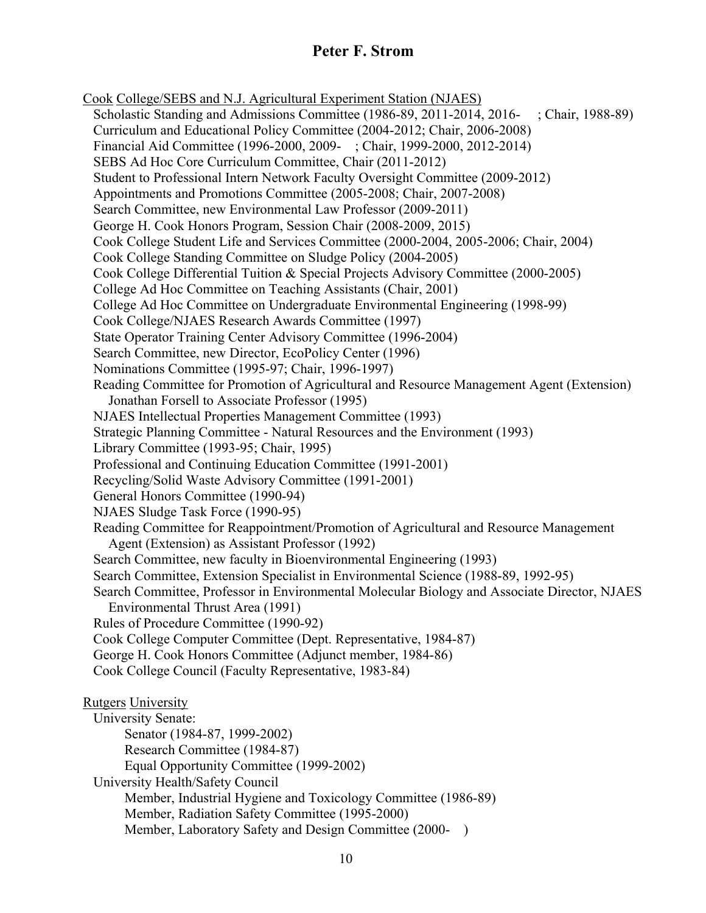Cook College/SEBS and N.J. Agricultural Experiment Station (NJAES)

- Scholastic Standing and Admissions Committee (1986-89, 2011-2014, 2016- ; Chair, 1988-89)
- Curriculum and Educational Policy Committee (2004-2012; Chair, 2006-2008)
- Financial Aid Committee (1996-2000, 2009- ; Chair, 1999-2000, 2012-2014)
- SEBS Ad Hoc Core Curriculum Committee, Chair (2011-2012)
- Student to Professional Intern Network Faculty Oversight Committee (2009-2012)
- Appointments and Promotions Committee (2005-2008; Chair, 2007-2008)
- Search Committee, new Environmental Law Professor (2009-2011)
- George H. Cook Honors Program, Session Chair (2008-2009, 2015)
- Cook College Student Life and Services Committee (2000-2004, 2005-2006; Chair, 2004)
- Cook College Standing Committee on Sludge Policy (2004-2005)
- Cook College Differential Tuition & Special Projects Advisory Committee (2000-2005)
- College Ad Hoc Committee on Teaching Assistants (Chair, 2001)
- College Ad Hoc Committee on Undergraduate Environmental Engineering (1998-99)
- Cook College/NJAES Research Awards Committee (1997)
- State Operator Training Center Advisory Committee (1996-2004)
- Search Committee, new Director, EcoPolicy Center (1996)
- Nominations Committee (1995-97; Chair, 1996-1997)
- Reading Committee for Promotion of Agricultural and Resource Management Agent (Extension) Jonathan Forsell to Associate Professor (1995)
- NJAES Intellectual Properties Management Committee (1993)
- Strategic Planning Committee - Natural Resources and the Environment (1993)
- Library Committee (1993-95; Chair, 1995)
- Professional and Continuing Education Committee (1991-2001)
- Recycling/Solid Waste Advisory Committee (1991-2001)
- General Honors Committee (1990-94)
- NJAES Sludge Task Force (1990-95)
- Reading Committee for Reappointment/Promotion of Agricultural and Resource Management Agent (Extension) as Assistant Professor (1992)
- Search Committee, new faculty in Bioenvironmental Engineering (1993)
- Search Committee, Extension Specialist in Environmental Science (1988-89, 1992-95)
- Search Committee, Professor in Environmental Molecular Biology and Associate Director, NJAES Environmental Thrust Area (1991)
- Rules of Procedure Committee (1990-92)
- Cook College Computer Committee (Dept. Representative, 1984-87)
- George H. Cook Honors Committee (Adjunct member, 1984-86)
- Cook College Council (Faculty Representative, 1983-84)

Rutgers University

- University Senate:
  - Senator (1984-87, 1999-2002)
  - Research Committee (1984-87)
  - Equal Opportunity Committee (1999-2002)
- University Health/Safety Council
  - Member, Industrial Hygiene and Toxicology Committee (1986-89)
  - Member, Radiation Safety Committee (1995-2000)
  - Member, Laboratory Safety and Design Committee (2000- )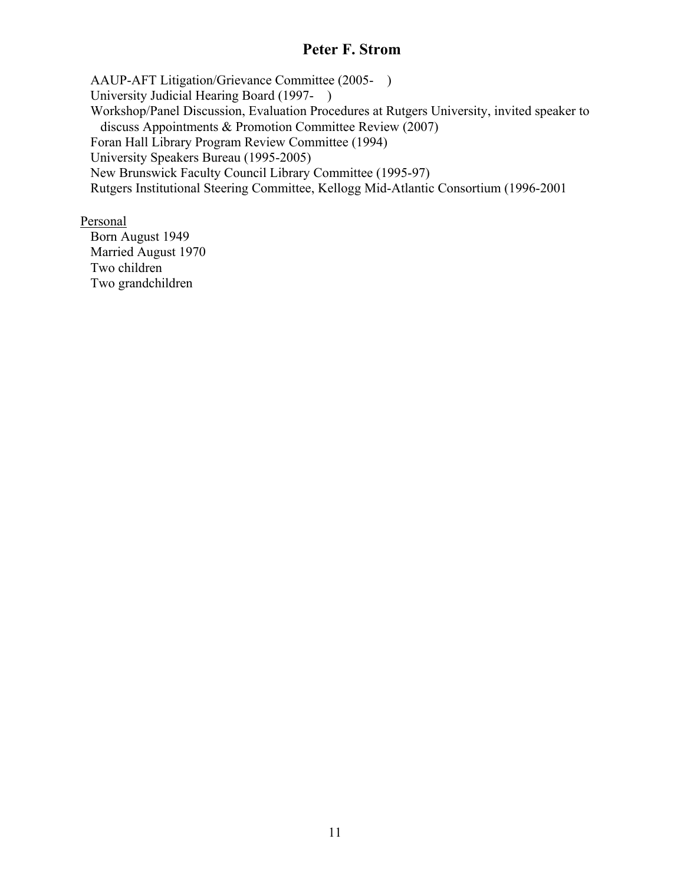AAUP-AFT Litigation/Grievance Committee (2005-    )
University Judicial Hearing Board (1997-    )
Workshop/Panel Discussion, Evaluation Procedures at Rutgers University, invited speaker to discuss Appointments & Promotion Committee Review (2007)
Foran Hall Library Program Review Committee (1994)
University Speakers Bureau (1995-2005)
New Brunswick Faculty Council Library Committee (1995-97)
Rutgers Institutional Steering Committee, Kellogg Mid-Atlantic Consortium (1996-2001

<u>Personal</u>

Born August 1949
Married August 1970
Two children
Two grandchildren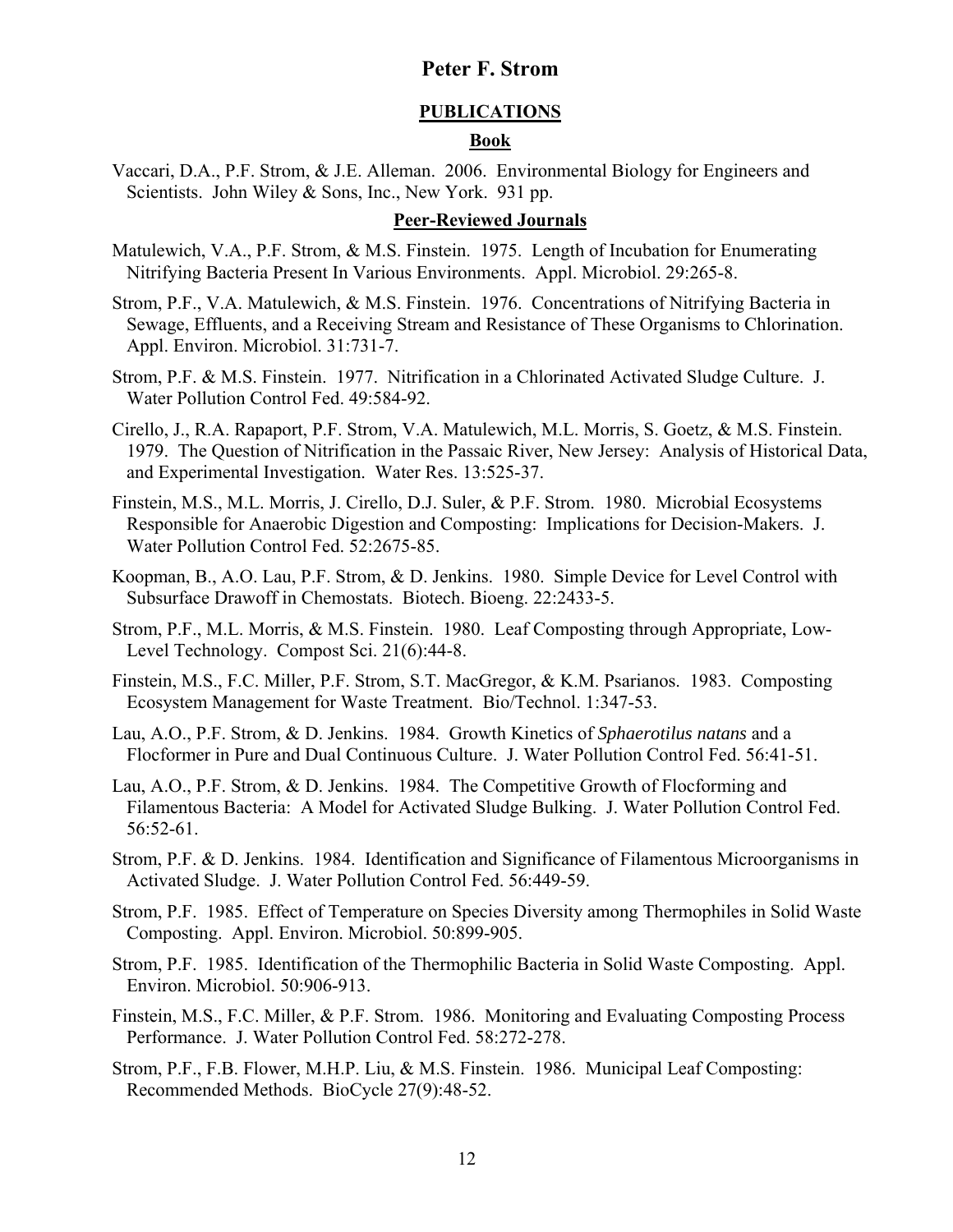# Peter F. Strom

## PUBLICATIONS

### Book

Vaccari, D.A., P.F. Strom, & J.E. Alleman. 2006. Environmental Biology for Engineers and Scientists. John Wiley & Sons, Inc., New York. 931 pp.

### Peer-Reviewed Journals

Matulewich, V.A., P.F. Strom, & M.S. Finstein. 1975. Length of Incubation for Enumerating Nitrifying Bacteria Present In Various Environments. Appl. Microbiol. 29:265-8.

Strom, P.F., V.A. Matulewich, & M.S. Finstein. 1976. Concentrations of Nitrifying Bacteria in Sewage, Effluents, and a Receiving Stream and Resistance of These Organisms to Chlorination. Appl. Environ. Microbiol. 31:731-7.

Strom, P.F. & M.S. Finstein. 1977. Nitrification in a Chlorinated Activated Sludge Culture. J. Water Pollution Control Fed. 49:584-92.

Cirello, J., R.A. Rapaport, P.F. Strom, V.A. Matulewich, M.L. Morris, S. Goetz, & M.S. Finstein. 1979. The Question of Nitrification in the Passaic River, New Jersey: Analysis of Historical Data, and Experimental Investigation. Water Res. 13:525-37.

Finstein, M.S., M.L. Morris, J. Cirello, D.J. Suler, & P.F. Strom. 1980. Microbial Ecosystems Responsible for Anaerobic Digestion and Composting: Implications for Decision-Makers. J. Water Pollution Control Fed. 52:2675-85.

Koopman, B., A.O. Lau, P.F. Strom, & D. Jenkins. 1980. Simple Device for Level Control with Subsurface Drawoff in Chemostats. Biotech. Bioeng. 22:2433-5.

Strom, P.F., M.L. Morris, & M.S. Finstein. 1980. Leaf Composting through Appropriate, Low-Level Technology. Compost Sci. 21(6):44-8.

Finstein, M.S., F.C. Miller, P.F. Strom, S.T. MacGregor, & K.M. Psarianos. 1983. Composting Ecosystem Management for Waste Treatment. Bio/Technol. 1:347-53.

Lau, A.O., P.F. Strom, & D. Jenkins. 1984. Growth Kinetics of *Sphaerotilus natans* and a Flocformer in Pure and Dual Continuous Culture. J. Water Pollution Control Fed. 56:41-51.

Lau, A.O., P.F. Strom, & D. Jenkins. 1984. The Competitive Growth of Flocforming and Filamentous Bacteria: A Model for Activated Sludge Bulking. J. Water Pollution Control Fed. 56:52-61.

Strom, P.F. & D. Jenkins. 1984. Identification and Significance of Filamentous Microorganisms in Activated Sludge. J. Water Pollution Control Fed. 56:449-59.

Strom, P.F. 1985. Effect of Temperature on Species Diversity among Thermophiles in Solid Waste Composting. Appl. Environ. Microbiol. 50:899-905.

Strom, P.F. 1985. Identification of the Thermophilic Bacteria in Solid Waste Composting. Appl. Environ. Microbiol. 50:906-913.

Finstein, M.S., F.C. Miller, & P.F. Strom. 1986. Monitoring and Evaluating Composting Process Performance. J. Water Pollution Control Fed. 58:272-278.

Strom, P.F., F.B. Flower, M.H.P. Liu, & M.S. Finstein. 1986. Municipal Leaf Composting: Recommended Methods. BioCycle 27(9):48-52.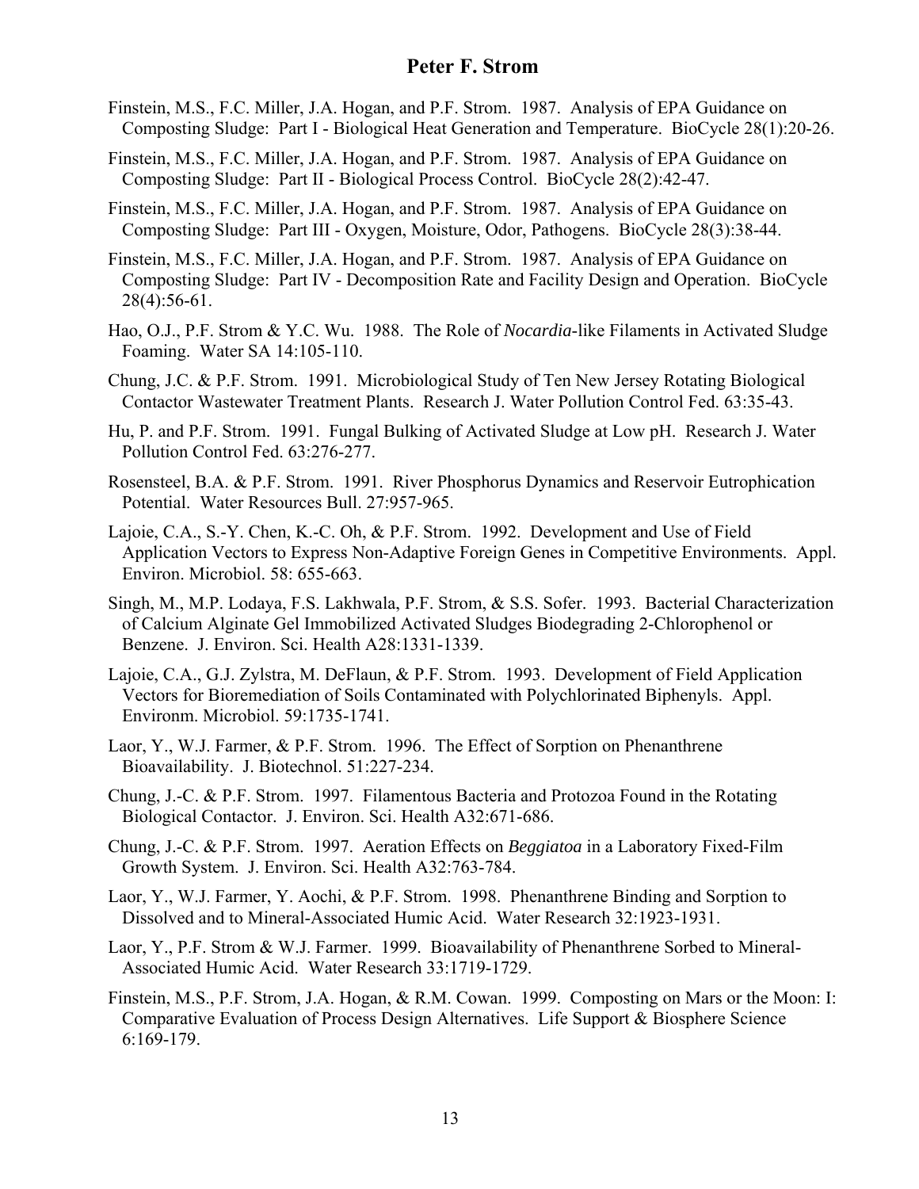Finstein, M.S., F.C. Miller, J.A. Hogan, and P.F. Strom. 1987. Analysis of EPA Guidance on Composting Sludge: Part I - Biological Heat Generation and Temperature. BioCycle 28(1):20-26.

Finstein, M.S., F.C. Miller, J.A. Hogan, and P.F. Strom. 1987. Analysis of EPA Guidance on Composting Sludge: Part II - Biological Process Control. BioCycle 28(2):42-47.

Finstein, M.S., F.C. Miller, J.A. Hogan, and P.F. Strom. 1987. Analysis of EPA Guidance on Composting Sludge: Part III - Oxygen, Moisture, Odor, Pathogens. BioCycle 28(3):38-44.

Finstein, M.S., F.C. Miller, J.A. Hogan, and P.F. Strom. 1987. Analysis of EPA Guidance on Composting Sludge: Part IV - Decomposition Rate and Facility Design and Operation. BioCycle 28(4):56-61.

Hao, O.J., P.F. Strom & Y.C. Wu. 1988. The Role of *Nocardia*-like Filaments in Activated Sludge Foaming. Water SA 14:105-110.

Chung, J.C. & P.F. Strom. 1991. Microbiological Study of Ten New Jersey Rotating Biological Contactor Wastewater Treatment Plants. Research J. Water Pollution Control Fed. 63:35-43.

Hu, P. and P.F. Strom. 1991. Fungal Bulking of Activated Sludge at Low pH. Research J. Water Pollution Control Fed. 63:276-277.

Rosensteel, B.A. & P.F. Strom. 1991. River Phosphorus Dynamics and Reservoir Eutrophication Potential. Water Resources Bull. 27:957-965.

Lajoie, C.A., S.-Y. Chen, K.-C. Oh, & P.F. Strom. 1992. Development and Use of Field Application Vectors to Express Non-Adaptive Foreign Genes in Competitive Environments. Appl. Environ. Microbiol. 58: 655-663.

Singh, M., M.P. Lodaya, F.S. Lakhwala, P.F. Strom, & S.S. Sofer. 1993. Bacterial Characterization of Calcium Alginate Gel Immobilized Activated Sludges Biodegrading 2-Chlorophenol or Benzene. J. Environ. Sci. Health A28:1331-1339.

Lajoie, C.A., G.J. Zylstra, M. DeFlaun, & P.F. Strom. 1993. Development of Field Application Vectors for Bioremediation of Soils Contaminated with Polychlorinated Biphenyls. Appl. Environm. Microbiol. 59:1735-1741.

Laor, Y., W.J. Farmer, & P.F. Strom. 1996. The Effect of Sorption on Phenanthrene Bioavailability. J. Biotechnol. 51:227-234.

Chung, J.-C. & P.F. Strom. 1997. Filamentous Bacteria and Protozoa Found in the Rotating Biological Contactor. J. Environ. Sci. Health A32:671-686.

Chung, J.-C. & P.F. Strom. 1997. Aeration Effects on *Beggiatoa* in a Laboratory Fixed-Film Growth System. J. Environ. Sci. Health A32:763-784.

Laor, Y., W.J. Farmer, Y. Aochi, & P.F. Strom. 1998. Phenanthrene Binding and Sorption to Dissolved and to Mineral-Associated Humic Acid. Water Research 32:1923-1931.

Laor, Y., P.F. Strom & W.J. Farmer. 1999. Bioavailability of Phenanthrene Sorbed to Mineral-Associated Humic Acid. Water Research 33:1719-1729.

Finstein, M.S., P.F. Strom, J.A. Hogan, & R.M. Cowan. 1999. Composting on Mars or the Moon: I: Comparative Evaluation of Process Design Alternatives. Life Support & Biosphere Science 6:169-179.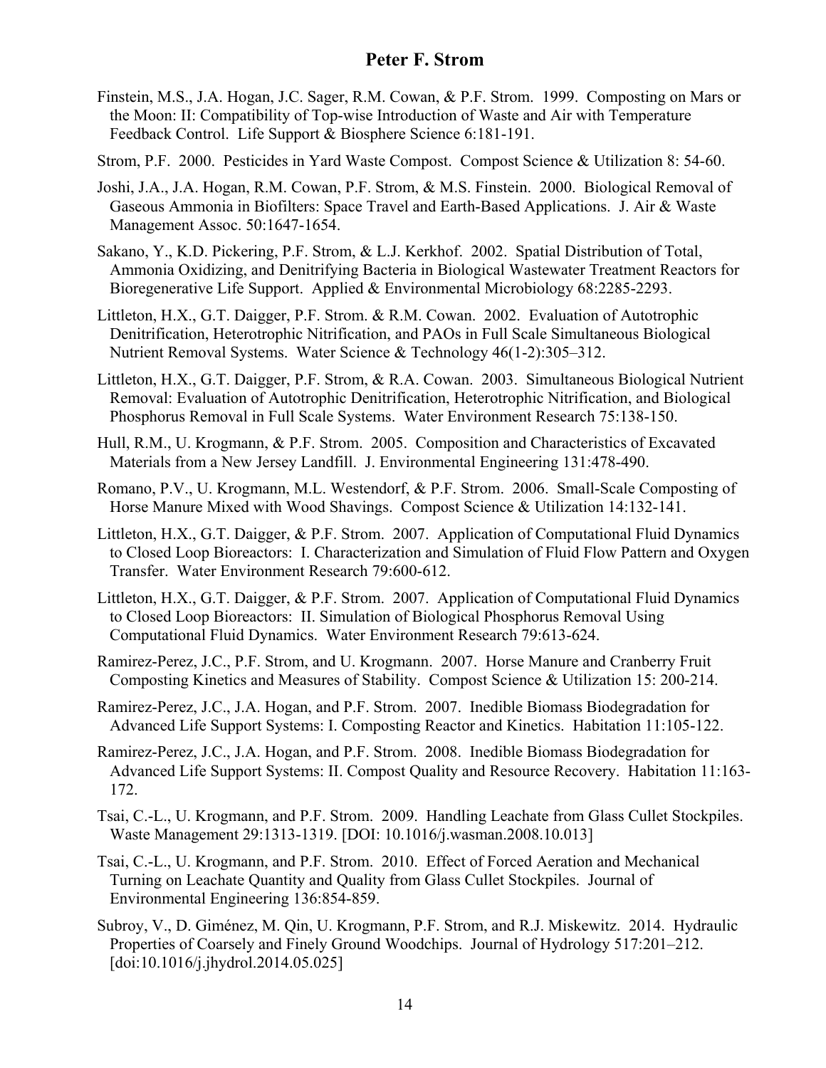Finstein, M.S., J.A. Hogan, J.C. Sager, R.M. Cowan, & P.F. Strom. 1999. Composting on Mars or the Moon: II: Compatibility of Top-wise Introduction of Waste and Air with Temperature Feedback Control. Life Support & Biosphere Science 6:181-191.

Strom, P.F. 2000. Pesticides in Yard Waste Compost. Compost Science & Utilization 8: 54-60.

Joshi, J.A., J.A. Hogan, R.M. Cowan, P.F. Strom, & M.S. Finstein. 2000. Biological Removal of Gaseous Ammonia in Biofilters: Space Travel and Earth-Based Applications. J. Air & Waste Management Assoc. 50:1647-1654.

Sakano, Y., K.D. Pickering, P.F. Strom, & L.J. Kerkhof. 2002. Spatial Distribution of Total, Ammonia Oxidizing, and Denitrifying Bacteria in Biological Wastewater Treatment Reactors for Bioregenerative Life Support. Applied & Environmental Microbiology 68:2285-2293.

Littleton, H.X., G.T. Daigger, P.F. Strom. & R.M. Cowan. 2002. Evaluation of Autotrophic Denitrification, Heterotrophic Nitrification, and PAOs in Full Scale Simultaneous Biological Nutrient Removal Systems. Water Science & Technology 46(1-2):305–312.

Littleton, H.X., G.T. Daigger, P.F. Strom, & R.A. Cowan. 2003. Simultaneous Biological Nutrient Removal: Evaluation of Autotrophic Denitrification, Heterotrophic Nitrification, and Biological Phosphorus Removal in Full Scale Systems. Water Environment Research 75:138-150.

Hull, R.M., U. Krogmann, & P.F. Strom. 2005. Composition and Characteristics of Excavated Materials from a New Jersey Landfill. J. Environmental Engineering 131:478-490.

Romano, P.V., U. Krogmann, M.L. Westendorf, & P.F. Strom. 2006. Small-Scale Composting of Horse Manure Mixed with Wood Shavings. Compost Science & Utilization 14:132-141.

Littleton, H.X., G.T. Daigger, & P.F. Strom. 2007. Application of Computational Fluid Dynamics to Closed Loop Bioreactors: I. Characterization and Simulation of Fluid Flow Pattern and Oxygen Transfer. Water Environment Research 79:600-612.

Littleton, H.X., G.T. Daigger, & P.F. Strom. 2007. Application of Computational Fluid Dynamics to Closed Loop Bioreactors: II. Simulation of Biological Phosphorus Removal Using Computational Fluid Dynamics. Water Environment Research 79:613-624.

Ramirez-Perez, J.C., P.F. Strom, and U. Krogmann. 2007. Horse Manure and Cranberry Fruit Composting Kinetics and Measures of Stability. Compost Science & Utilization 15: 200-214.

Ramirez-Perez, J.C., J.A. Hogan, and P.F. Strom. 2007. Inedible Biomass Biodegradation for Advanced Life Support Systems: I. Composting Reactor and Kinetics. Habitation 11:105-122.

Ramirez-Perez, J.C., J.A. Hogan, and P.F. Strom. 2008. Inedible Biomass Biodegradation for Advanced Life Support Systems: II. Compost Quality and Resource Recovery. Habitation 11:163-172.

Tsai, C.-L., U. Krogmann, and P.F. Strom. 2009. Handling Leachate from Glass Cullet Stockpiles. Waste Management 29:1313-1319. [DOI: 10.1016/j.wasman.2008.10.013]

Tsai, C.-L., U. Krogmann, and P.F. Strom. 2010. Effect of Forced Aeration and Mechanical Turning on Leachate Quantity and Quality from Glass Cullet Stockpiles. Journal of Environmental Engineering 136:854-859.

Subroy, V., D. Giménez, M. Qin, U. Krogmann, P.F. Strom, and R.J. Miskewitz. 2014. Hydraulic Properties of Coarsely and Finely Ground Woodchips. Journal of Hydrology 517:201–212. [doi:10.1016/j.jhydrol.2014.05.025]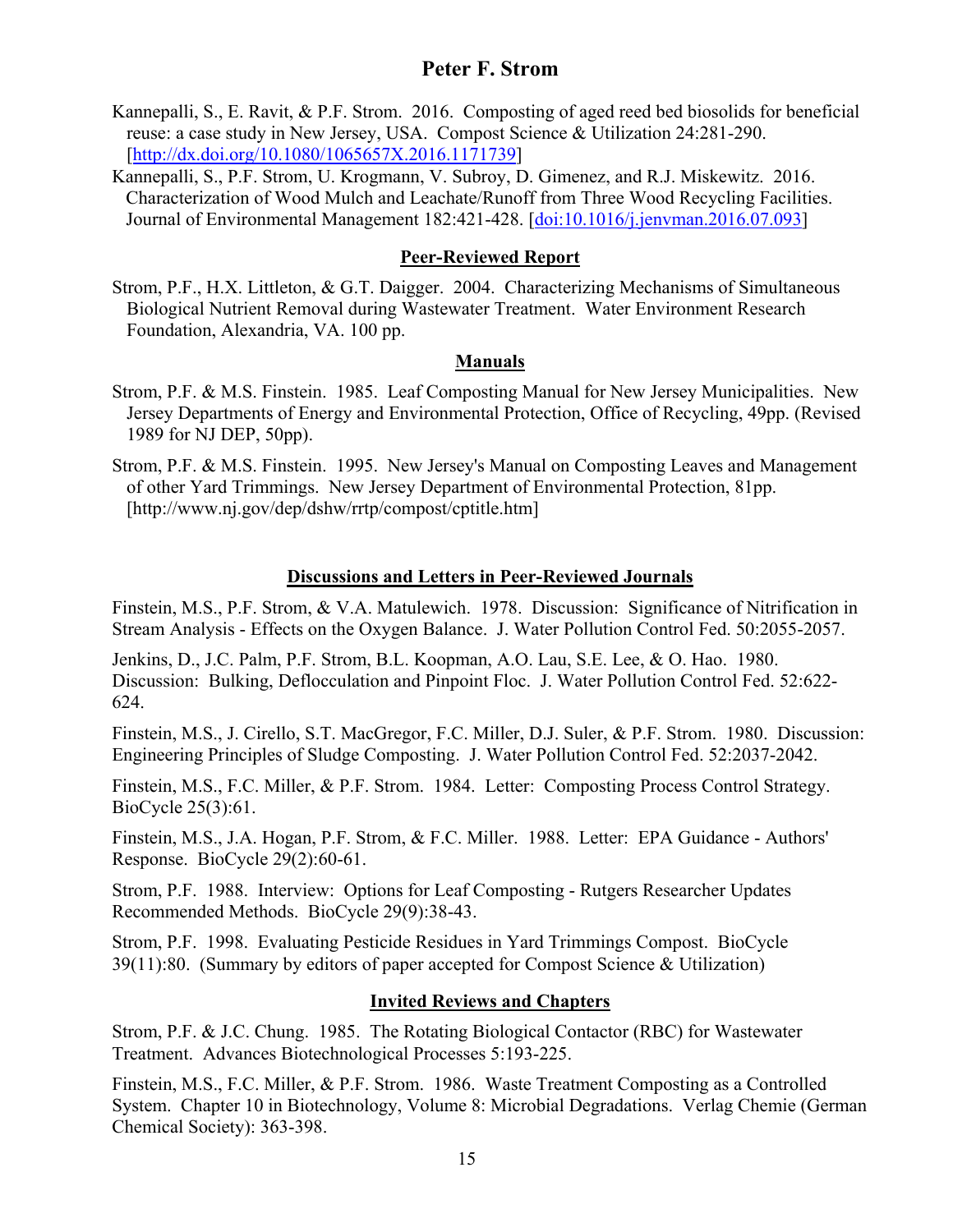Kannepalli, S., E. Ravit, & P.F. Strom. 2016. Composting of aged reed bed biosolids for beneficial reuse: a case study in New Jersey, USA. Compost Science & Utilization 24:281-290. [http://dx.doi.org/10.1080/1065657X.2016.1171739]

Kannepalli, S., P.F. Strom, U. Krogmann, V. Subroy, D. Gimenez, and R.J. Miskewitz. 2016. Characterization of Wood Mulch and Leachate/Runoff from Three Wood Recycling Facilities. Journal of Environmental Management 182:421-428. [doi:10.1016/j.jenvman.2016.07.093]

## Peer-Reviewed Report

Strom, P.F., H.X. Littleton, & G.T. Daigger. 2004. Characterizing Mechanisms of Simultaneous Biological Nutrient Removal during Wastewater Treatment. Water Environment Research Foundation, Alexandria, VA. 100 pp.

## Manuals

Strom, P.F. & M.S. Finstein. 1985. Leaf Composting Manual for New Jersey Municipalities. New Jersey Departments of Energy and Environmental Protection, Office of Recycling, 49pp. (Revised 1989 for NJ DEP, 50pp).

Strom, P.F. & M.S. Finstein. 1995. New Jersey's Manual on Composting Leaves and Management of other Yard Trimmings. New Jersey Department of Environmental Protection, 81pp. [http://www.nj.gov/dep/dshw/rrtp/compost/cptitle.htm]

## Discussions and Letters in Peer-Reviewed Journals

Finstein, M.S., P.F. Strom, & V.A. Matulewich. 1978. Discussion: Significance of Nitrification in Stream Analysis - Effects on the Oxygen Balance. J. Water Pollution Control Fed. 50:2055-2057.

Jenkins, D., J.C. Palm, P.F. Strom, B.L. Koopman, A.O. Lau, S.E. Lee, & O. Hao. 1980. Discussion: Bulking, Deflocculation and Pinpoint Floc. J. Water Pollution Control Fed. 52:622-624.

Finstein, M.S., J. Cirello, S.T. MacGregor, F.C. Miller, D.J. Suler, & P.F. Strom. 1980. Discussion: Engineering Principles of Sludge Composting. J. Water Pollution Control Fed. 52:2037-2042.

Finstein, M.S., F.C. Miller, & P.F. Strom. 1984. Letter: Composting Process Control Strategy. BioCycle 25(3):61.

Finstein, M.S., J.A. Hogan, P.F. Strom, & F.C. Miller. 1988. Letter: EPA Guidance - Authors' Response. BioCycle 29(2):60-61.

Strom, P.F. 1988. Interview: Options for Leaf Composting - Rutgers Researcher Updates Recommended Methods. BioCycle 29(9):38-43.

Strom, P.F. 1998. Evaluating Pesticide Residues in Yard Trimmings Compost. BioCycle 39(11):80. (Summary by editors of paper accepted for Compost Science & Utilization)

## Invited Reviews and Chapters

Strom, P.F. & J.C. Chung. 1985. The Rotating Biological Contactor (RBC) for Wastewater Treatment. Advances Biotechnological Processes 5:193-225.

Finstein, M.S., F.C. Miller, & P.F. Strom. 1986. Waste Treatment Composting as a Controlled System. Chapter 10 in Biotechnology, Volume 8: Microbial Degradations. Verlag Chemie (German Chemical Society): 363-398.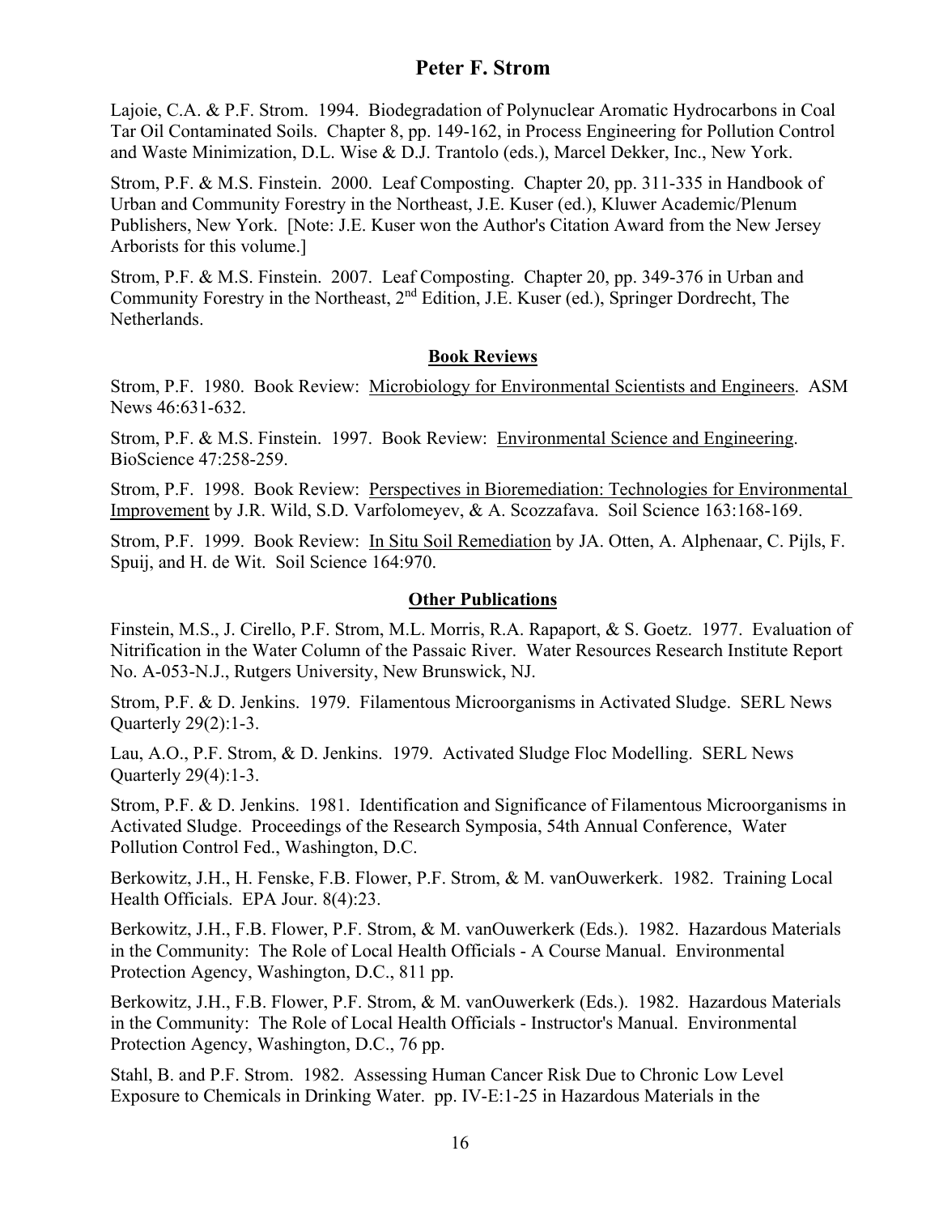Lajoie, C.A. & P.F. Strom. 1994. Biodegradation of Polynuclear Aromatic Hydrocarbons in Coal Tar Oil Contaminated Soils. Chapter 8, pp. 149-162, in Process Engineering for Pollution Control and Waste Minimization, D.L. Wise & D.J. Trantolo (eds.), Marcel Dekker, Inc., New York.

Strom, P.F. & M.S. Finstein. 2000. Leaf Composting. Chapter 20, pp. 311-335 in Handbook of Urban and Community Forestry in the Northeast, J.E. Kuser (ed.), Kluwer Academic/Plenum Publishers, New York. [Note: J.E. Kuser won the Author's Citation Award from the New Jersey Arborists for this volume.]

Strom, P.F. & M.S. Finstein. 2007. Leaf Composting. Chapter 20, pp. 349-376 in Urban and Community Forestry in the Northeast, 2nd Edition, J.E. Kuser (ed.), Springer Dordrecht, The Netherlands.

## Book Reviews

Strom, P.F. 1980. Book Review: Microbiology for Environmental Scientists and Engineers. ASM News 46:631-632.

Strom, P.F. & M.S. Finstein. 1997. Book Review: Environmental Science and Engineering. BioScience 47:258-259.

Strom, P.F. 1998. Book Review: Perspectives in Bioremediation: Technologies for Environmental Improvement by J.R. Wild, S.D. Varfolomeyev, & A. Scozzafava. Soil Science 163:168-169.

Strom, P.F. 1999. Book Review: In Situ Soil Remediation by JA. Otten, A. Alphenaar, C. Pijls, F. Spuij, and H. de Wit. Soil Science 164:970.

## Other Publications

Finstein, M.S., J. Cirello, P.F. Strom, M.L. Morris, R.A. Rapaport, & S. Goetz. 1977. Evaluation of Nitrification in the Water Column of the Passaic River. Water Resources Research Institute Report No. A-053-N.J., Rutgers University, New Brunswick, NJ.

Strom, P.F. & D. Jenkins. 1979. Filamentous Microorganisms in Activated Sludge. SERL News Quarterly 29(2):1-3.

Lau, A.O., P.F. Strom, & D. Jenkins. 1979. Activated Sludge Floc Modelling. SERL News Quarterly 29(4):1-3.

Strom, P.F. & D. Jenkins. 1981. Identification and Significance of Filamentous Microorganisms in Activated Sludge. Proceedings of the Research Symposia, 54th Annual Conference, Water Pollution Control Fed., Washington, D.C.

Berkowitz, J.H., H. Fenske, F.B. Flower, P.F. Strom, & M. vanOuwerkerk. 1982. Training Local Health Officials. EPA Jour. 8(4):23.

Berkowitz, J.H., F.B. Flower, P.F. Strom, & M. vanOuwerkerk (Eds.). 1982. Hazardous Materials in the Community: The Role of Local Health Officials - A Course Manual. Environmental Protection Agency, Washington, D.C., 811 pp.

Berkowitz, J.H., F.B. Flower, P.F. Strom, & M. vanOuwerkerk (Eds.). 1982. Hazardous Materials in the Community: The Role of Local Health Officials - Instructor's Manual. Environmental Protection Agency, Washington, D.C., 76 pp.

Stahl, B. and P.F. Strom. 1982. Assessing Human Cancer Risk Due to Chronic Low Level Exposure to Chemicals in Drinking Water. pp. IV-E:1-25 in Hazardous Materials in the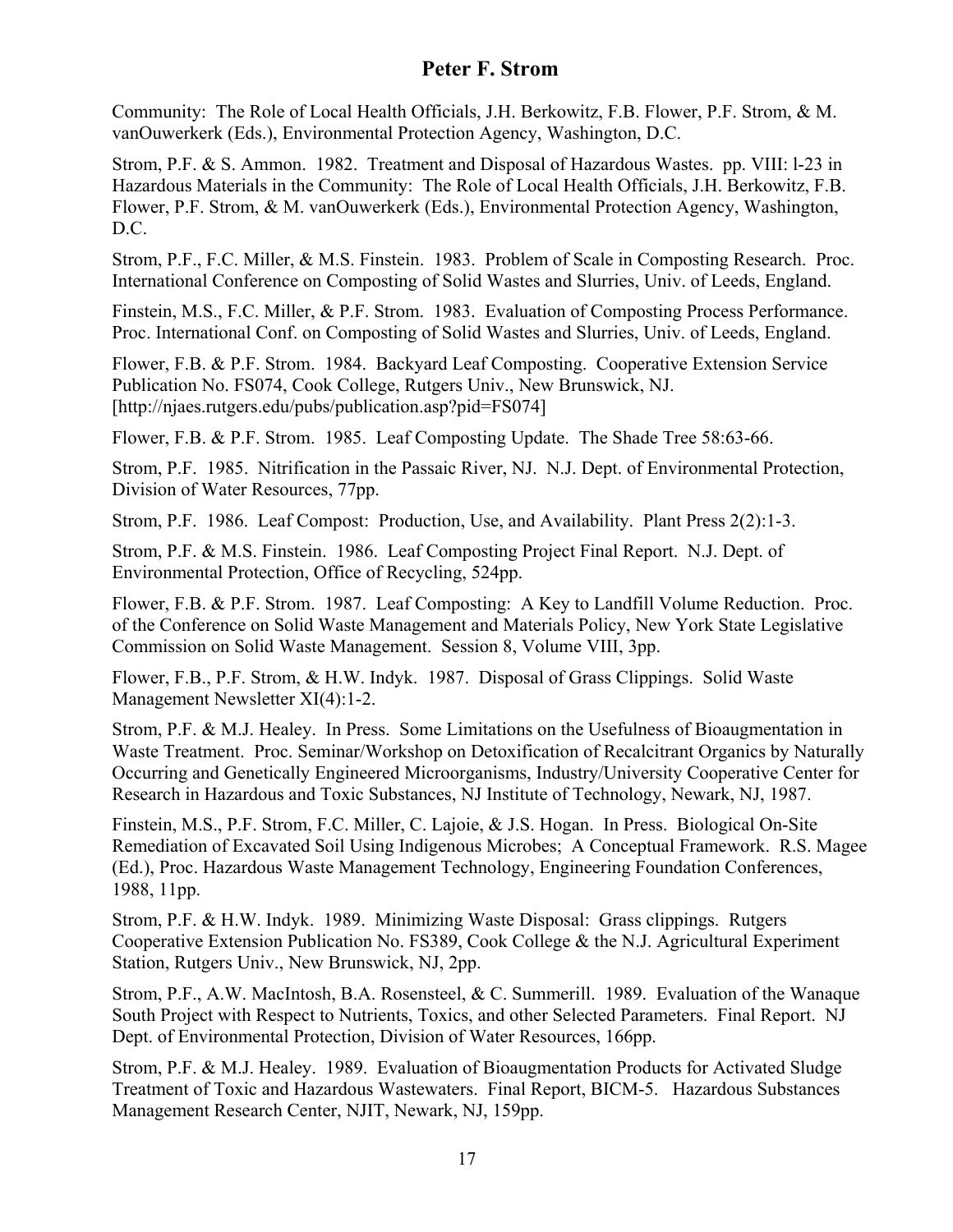Community: The Role of Local Health Officials, J.H. Berkowitz, F.B. Flower, P.F. Strom, & M. vanOuwerkerk (Eds.), Environmental Protection Agency, Washington, D.C.

Strom, P.F. & S. Ammon. 1982. Treatment and Disposal of Hazardous Wastes. pp. VIII: l-23 in Hazardous Materials in the Community: The Role of Local Health Officials, J.H. Berkowitz, F.B. Flower, P.F. Strom, & M. vanOuwerkerk (Eds.), Environmental Protection Agency, Washington, D.C.

Strom, P.F., F.C. Miller, & M.S. Finstein. 1983. Problem of Scale in Composting Research. Proc. International Conference on Composting of Solid Wastes and Slurries, Univ. of Leeds, England.

Finstein, M.S., F.C. Miller, & P.F. Strom. 1983. Evaluation of Composting Process Performance. Proc. International Conf. on Composting of Solid Wastes and Slurries, Univ. of Leeds, England.

Flower, F.B. & P.F. Strom. 1984. Backyard Leaf Composting. Cooperative Extension Service Publication No. FS074, Cook College, Rutgers Univ., New Brunswick, NJ. [http://njaes.rutgers.edu/pubs/publication.asp?pid=FS074]

Flower, F.B. & P.F. Strom. 1985. Leaf Composting Update. The Shade Tree 58:63-66.

Strom, P.F. 1985. Nitrification in the Passaic River, NJ. N.J. Dept. of Environmental Protection, Division of Water Resources, 77pp.

Strom, P.F. 1986. Leaf Compost: Production, Use, and Availability. Plant Press 2(2):1-3.

Strom, P.F. & M.S. Finstein. 1986. Leaf Composting Project Final Report. N.J. Dept. of Environmental Protection, Office of Recycling, 524pp.

Flower, F.B. & P.F. Strom. 1987. Leaf Composting: A Key to Landfill Volume Reduction. Proc. of the Conference on Solid Waste Management and Materials Policy, New York State Legislative Commission on Solid Waste Management. Session 8, Volume VIII, 3pp.

Flower, F.B., P.F. Strom, & H.W. Indyk. 1987. Disposal of Grass Clippings. Solid Waste Management Newsletter XI(4):1-2.

Strom, P.F. & M.J. Healey. In Press. Some Limitations on the Usefulness of Bioaugmentation in Waste Treatment. Proc. Seminar/Workshop on Detoxification of Recalcitrant Organics by Naturally Occurring and Genetically Engineered Microorganisms, Industry/University Cooperative Center for Research in Hazardous and Toxic Substances, NJ Institute of Technology, Newark, NJ, 1987.

Finstein, M.S., P.F. Strom, F.C. Miller, C. Lajoie, & J.S. Hogan. In Press. Biological On-Site Remediation of Excavated Soil Using Indigenous Microbes; A Conceptual Framework. R.S. Magee (Ed.), Proc. Hazardous Waste Management Technology, Engineering Foundation Conferences, 1988, 11pp.

Strom, P.F. & H.W. Indyk. 1989. Minimizing Waste Disposal: Grass clippings. Rutgers Cooperative Extension Publication No. FS389, Cook College & the N.J. Agricultural Experiment Station, Rutgers Univ., New Brunswick, NJ, 2pp.

Strom, P.F., A.W. MacIntosh, B.A. Rosensteel, & C. Summerill. 1989. Evaluation of the Wanaque South Project with Respect to Nutrients, Toxics, and other Selected Parameters. Final Report. NJ Dept. of Environmental Protection, Division of Water Resources, 166pp.

Strom, P.F. & M.J. Healey. 1989. Evaluation of Bioaugmentation Products for Activated Sludge Treatment of Toxic and Hazardous Wastewaters. Final Report, BICM-5. Hazardous Substances Management Research Center, NJIT, Newark, NJ, 159pp.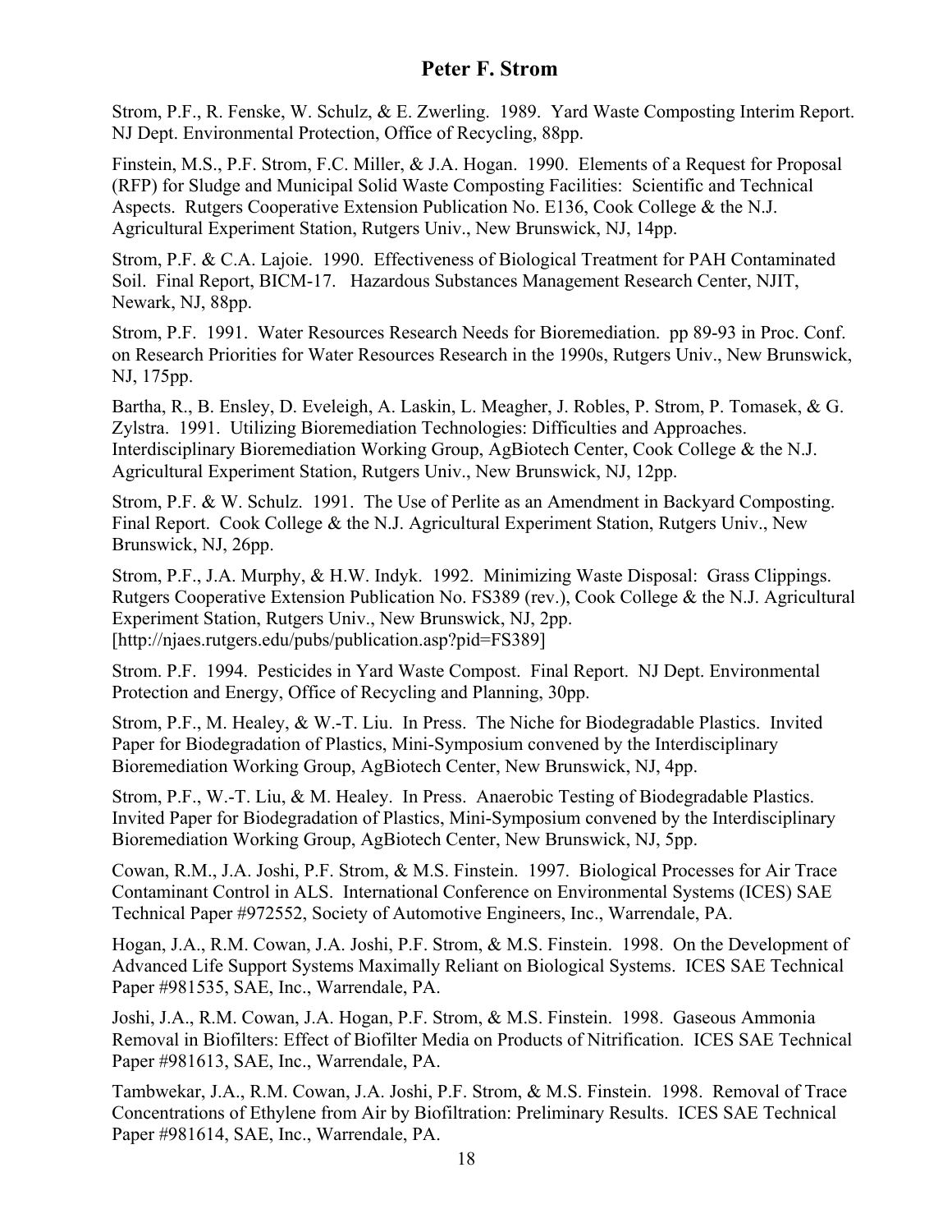Strom, P.F., R. Fenske, W. Schulz, & E. Zwerling. 1989. Yard Waste Composting Interim Report. NJ Dept. Environmental Protection, Office of Recycling, 88pp.

Finstein, M.S., P.F. Strom, F.C. Miller, & J.A. Hogan. 1990. Elements of a Request for Proposal (RFP) for Sludge and Municipal Solid Waste Composting Facilities: Scientific and Technical Aspects. Rutgers Cooperative Extension Publication No. E136, Cook College & the N.J. Agricultural Experiment Station, Rutgers Univ., New Brunswick, NJ, 14pp.

Strom, P.F. & C.A. Lajoie. 1990. Effectiveness of Biological Treatment for PAH Contaminated Soil. Final Report, BICM-17. Hazardous Substances Management Research Center, NJIT, Newark, NJ, 88pp.

Strom, P.F. 1991. Water Resources Research Needs for Bioremediation. pp 89-93 in Proc. Conf. on Research Priorities for Water Resources Research in the 1990s, Rutgers Univ., New Brunswick, NJ, 175pp.

Bartha, R., B. Ensley, D. Eveleigh, A. Laskin, L. Meagher, J. Robles, P. Strom, P. Tomasek, & G. Zylstra. 1991. Utilizing Bioremediation Technologies: Difficulties and Approaches. Interdisciplinary Bioremediation Working Group, AgBiotech Center, Cook College & the N.J. Agricultural Experiment Station, Rutgers Univ., New Brunswick, NJ, 12pp.

Strom, P.F. & W. Schulz. 1991. The Use of Perlite as an Amendment in Backyard Composting. Final Report. Cook College & the N.J. Agricultural Experiment Station, Rutgers Univ., New Brunswick, NJ, 26pp.

Strom, P.F., J.A. Murphy, & H.W. Indyk. 1992. Minimizing Waste Disposal: Grass Clippings. Rutgers Cooperative Extension Publication No. FS389 (rev.), Cook College & the N.J. Agricultural Experiment Station, Rutgers Univ., New Brunswick, NJ, 2pp. [http://njaes.rutgers.edu/pubs/publication.asp?pid=FS389]

Strom. P.F. 1994. Pesticides in Yard Waste Compost. Final Report. NJ Dept. Environmental Protection and Energy, Office of Recycling and Planning, 30pp.

Strom, P.F., M. Healey, & W.-T. Liu. In Press. The Niche for Biodegradable Plastics. Invited Paper for Biodegradation of Plastics, Mini-Symposium convened by the Interdisciplinary Bioremediation Working Group, AgBiotech Center, New Brunswick, NJ, 4pp.

Strom, P.F., W.-T. Liu, & M. Healey. In Press. Anaerobic Testing of Biodegradable Plastics. Invited Paper for Biodegradation of Plastics, Mini-Symposium convened by the Interdisciplinary Bioremediation Working Group, AgBiotech Center, New Brunswick, NJ, 5pp.

Cowan, R.M., J.A. Joshi, P.F. Strom, & M.S. Finstein. 1997. Biological Processes for Air Trace Contaminant Control in ALS. International Conference on Environmental Systems (ICES) SAE Technical Paper #972552, Society of Automotive Engineers, Inc., Warrendale, PA.

Hogan, J.A., R.M. Cowan, J.A. Joshi, P.F. Strom, & M.S. Finstein. 1998. On the Development of Advanced Life Support Systems Maximally Reliant on Biological Systems. ICES SAE Technical Paper #981535, SAE, Inc., Warrendale, PA.

Joshi, J.A., R.M. Cowan, J.A. Hogan, P.F. Strom, & M.S. Finstein. 1998. Gaseous Ammonia Removal in Biofilters: Effect of Biofilter Media on Products of Nitrification. ICES SAE Technical Paper #981613, SAE, Inc., Warrendale, PA.

Tambwekar, J.A., R.M. Cowan, J.A. Joshi, P.F. Strom, & M.S. Finstein. 1998. Removal of Trace Concentrations of Ethylene from Air by Biofiltration: Preliminary Results. ICES SAE Technical Paper #981614, SAE, Inc., Warrendale, PA.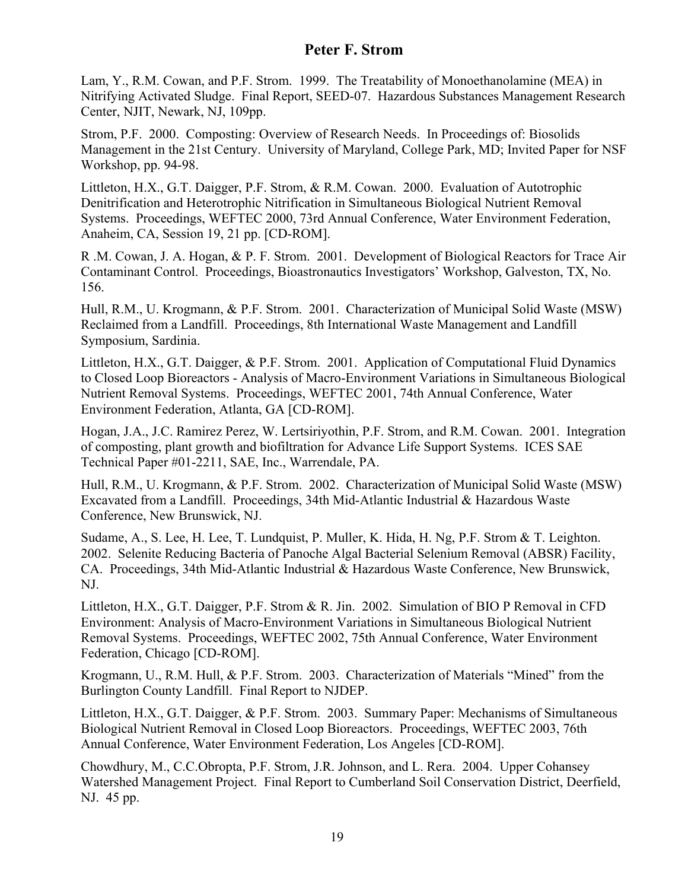Lam, Y., R.M. Cowan, and P.F. Strom. 1999. The Treatability of Monoethanolamine (MEA) in Nitrifying Activated Sludge. Final Report, SEED-07. Hazardous Substances Management Research Center, NJIT, Newark, NJ, 109pp.

Strom, P.F. 2000. Composting: Overview of Research Needs. In Proceedings of: Biosolids Management in the 21st Century. University of Maryland, College Park, MD; Invited Paper for NSF Workshop, pp. 94-98.

Littleton, H.X., G.T. Daigger, P.F. Strom, & R.M. Cowan. 2000. Evaluation of Autotrophic Denitrification and Heterotrophic Nitrification in Simultaneous Biological Nutrient Removal Systems. Proceedings, WEFTEC 2000, 73rd Annual Conference, Water Environment Federation, Anaheim, CA, Session 19, 21 pp. [CD-ROM].

R .M. Cowan, J. A. Hogan, & P. F. Strom. 2001. Development of Biological Reactors for Trace Air Contaminant Control. Proceedings, Bioastronautics Investigators' Workshop, Galveston, TX, No. 156.

Hull, R.M., U. Krogmann, & P.F. Strom. 2001. Characterization of Municipal Solid Waste (MSW) Reclaimed from a Landfill. Proceedings, 8th International Waste Management and Landfill Symposium, Sardinia.

Littleton, H.X., G.T. Daigger, & P.F. Strom. 2001. Application of Computational Fluid Dynamics to Closed Loop Bioreactors - Analysis of Macro-Environment Variations in Simultaneous Biological Nutrient Removal Systems. Proceedings, WEFTEC 2001, 74th Annual Conference, Water Environment Federation, Atlanta, GA [CD-ROM].

Hogan, J.A., J.C. Ramirez Perez, W. Lertsiriyothin, P.F. Strom, and R.M. Cowan. 2001. Integration of composting, plant growth and biofiltration for Advance Life Support Systems. ICES SAE Technical Paper #01-2211, SAE, Inc., Warrendale, PA.

Hull, R.M., U. Krogmann, & P.F. Strom. 2002. Characterization of Municipal Solid Waste (MSW) Excavated from a Landfill. Proceedings, 34th Mid-Atlantic Industrial & Hazardous Waste Conference, New Brunswick, NJ.

Sudame, A., S. Lee, H. Lee, T. Lundquist, P. Muller, K. Hida, H. Ng, P.F. Strom & T. Leighton. 2002. Selenite Reducing Bacteria of Panoche Algal Bacterial Selenium Removal (ABSR) Facility, CA. Proceedings, 34th Mid-Atlantic Industrial & Hazardous Waste Conference, New Brunswick, NJ.

Littleton, H.X., G.T. Daigger, P.F. Strom & R. Jin. 2002. Simulation of BIO P Removal in CFD Environment: Analysis of Macro-Environment Variations in Simultaneous Biological Nutrient Removal Systems. Proceedings, WEFTEC 2002, 75th Annual Conference, Water Environment Federation, Chicago [CD-ROM].

Krogmann, U., R.M. Hull, & P.F. Strom. 2003. Characterization of Materials "Mined" from the Burlington County Landfill. Final Report to NJDEP.

Littleton, H.X., G.T. Daigger, & P.F. Strom. 2003. Summary Paper: Mechanisms of Simultaneous Biological Nutrient Removal in Closed Loop Bioreactors. Proceedings, WEFTEC 2003, 76th Annual Conference, Water Environment Federation, Los Angeles [CD-ROM].

Chowdhury, M., C.C.Obropta, P.F. Strom, J.R. Johnson, and L. Rera. 2004. Upper Cohansey Watershed Management Project. Final Report to Cumberland Soil Conservation District, Deerfield, NJ. 45 pp.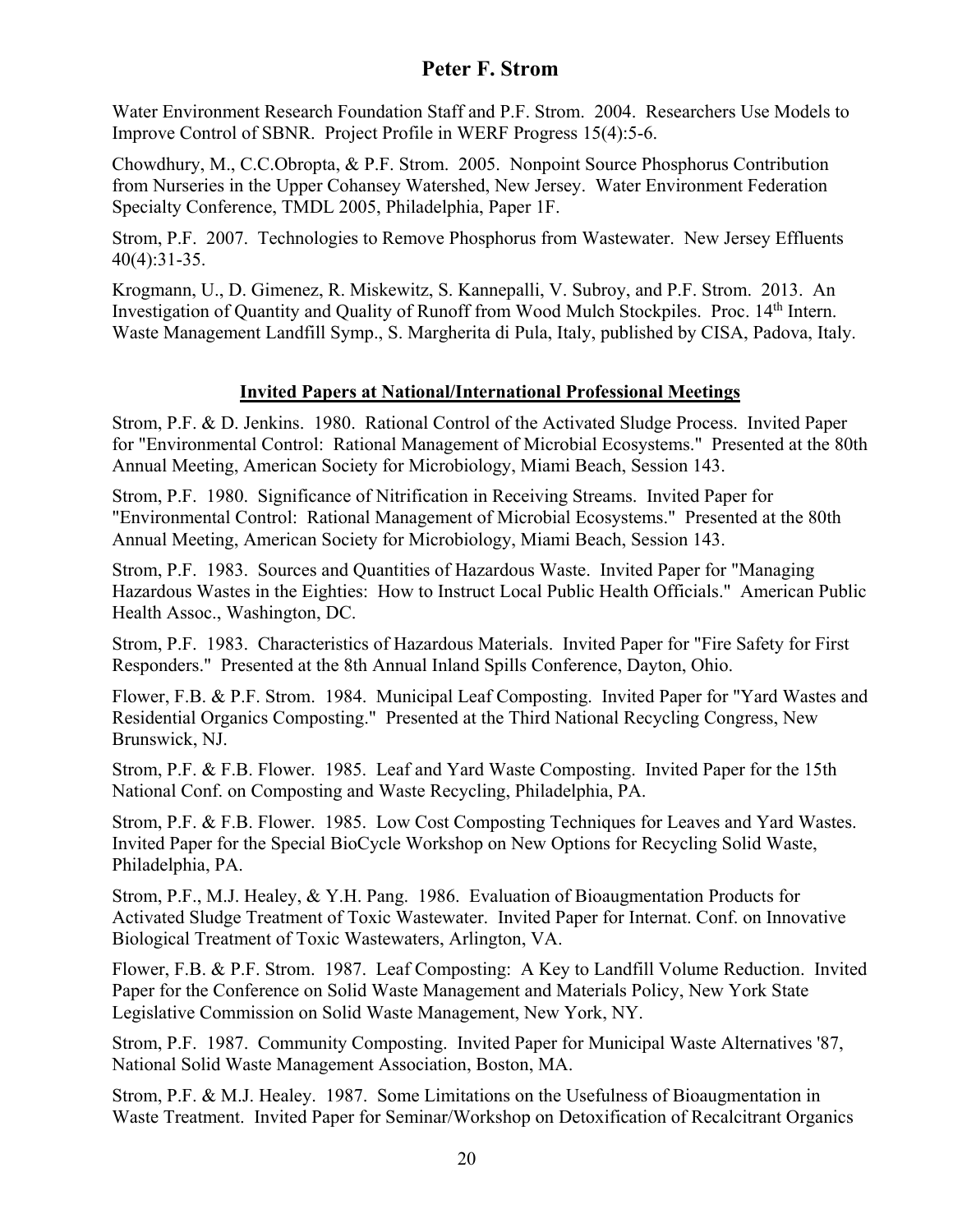Water Environment Research Foundation Staff and P.F. Strom. 2004. Researchers Use Models to Improve Control of SBNR. Project Profile in WERF Progress 15(4):5-6.

Chowdhury, M., C.C.Obropta, & P.F. Strom. 2005. Nonpoint Source Phosphorus Contribution from Nurseries in the Upper Cohansey Watershed, New Jersey. Water Environment Federation Specialty Conference, TMDL 2005, Philadelphia, Paper 1F.

Strom, P.F. 2007. Technologies to Remove Phosphorus from Wastewater. New Jersey Effluents 40(4):31-35.

Krogmann, U., D. Gimenez, R. Miskewitz, S. Kannepalli, V. Subroy, and P.F. Strom. 2013. An Investigation of Quantity and Quality of Runoff from Wood Mulch Stockpiles. Proc. 14th Intern. Waste Management Landfill Symp., S. Margherita di Pula, Italy, published by CISA, Padova, Italy.

## Invited Papers at National/International Professional Meetings

Strom, P.F. & D. Jenkins. 1980. Rational Control of the Activated Sludge Process. Invited Paper for "Environmental Control: Rational Management of Microbial Ecosystems." Presented at the 80th Annual Meeting, American Society for Microbiology, Miami Beach, Session 143.

Strom, P.F. 1980. Significance of Nitrification in Receiving Streams. Invited Paper for "Environmental Control: Rational Management of Microbial Ecosystems." Presented at the 80th Annual Meeting, American Society for Microbiology, Miami Beach, Session 143.

Strom, P.F. 1983. Sources and Quantities of Hazardous Waste. Invited Paper for "Managing Hazardous Wastes in the Eighties: How to Instruct Local Public Health Officials." American Public Health Assoc., Washington, DC.

Strom, P.F. 1983. Characteristics of Hazardous Materials. Invited Paper for "Fire Safety for First Responders." Presented at the 8th Annual Inland Spills Conference, Dayton, Ohio.

Flower, F.B. & P.F. Strom. 1984. Municipal Leaf Composting. Invited Paper for "Yard Wastes and Residential Organics Composting." Presented at the Third National Recycling Congress, New Brunswick, NJ.

Strom, P.F. & F.B. Flower. 1985. Leaf and Yard Waste Composting. Invited Paper for the 15th National Conf. on Composting and Waste Recycling, Philadelphia, PA.

Strom, P.F. & F.B. Flower. 1985. Low Cost Composting Techniques for Leaves and Yard Wastes. Invited Paper for the Special BioCycle Workshop on New Options for Recycling Solid Waste, Philadelphia, PA.

Strom, P.F., M.J. Healey, & Y.H. Pang. 1986. Evaluation of Bioaugmentation Products for Activated Sludge Treatment of Toxic Wastewater. Invited Paper for Internat. Conf. on Innovative Biological Treatment of Toxic Wastewaters, Arlington, VA.

Flower, F.B. & P.F. Strom. 1987. Leaf Composting: A Key to Landfill Volume Reduction. Invited Paper for the Conference on Solid Waste Management and Materials Policy, New York State Legislative Commission on Solid Waste Management, New York, NY.

Strom, P.F. 1987. Community Composting. Invited Paper for Municipal Waste Alternatives '87, National Solid Waste Management Association, Boston, MA.

Strom, P.F. & M.J. Healey. 1987. Some Limitations on the Usefulness of Bioaugmentation in Waste Treatment. Invited Paper for Seminar/Workshop on Detoxification of Recalcitrant Organics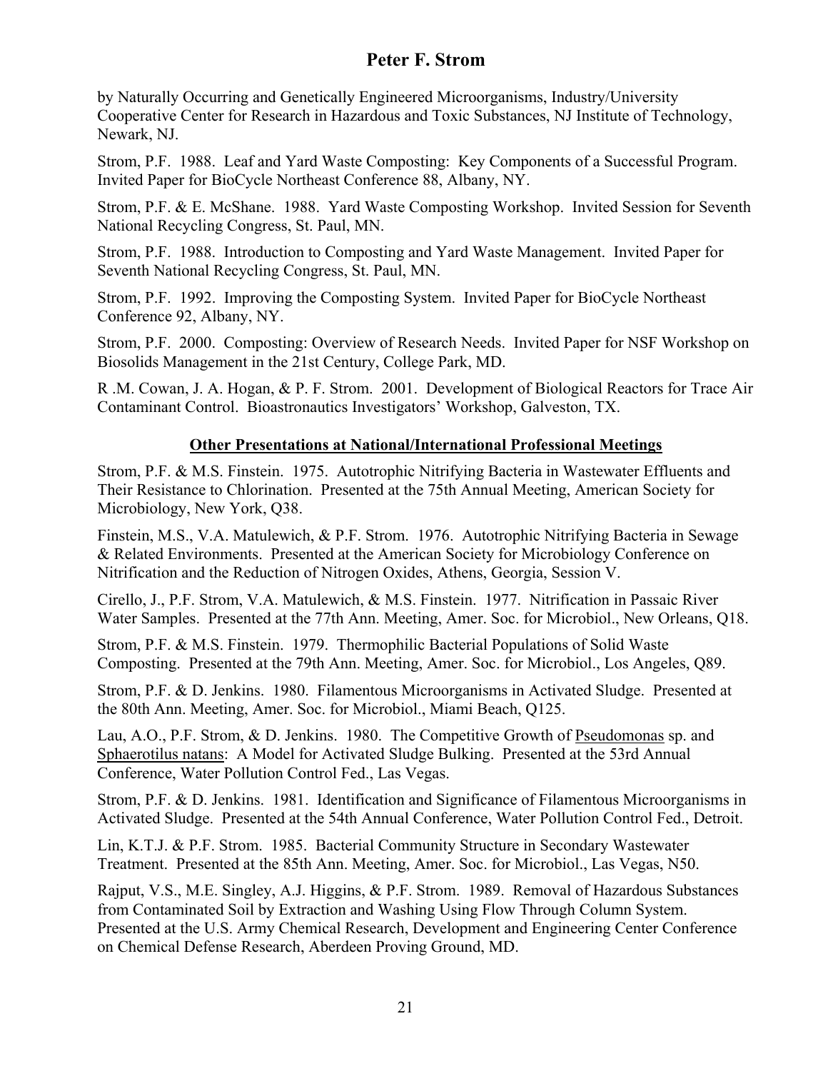by Naturally Occurring and Genetically Engineered Microorganisms, Industry/University Cooperative Center for Research in Hazardous and Toxic Substances, NJ Institute of Technology, Newark, NJ.

Strom, P.F. 1988. Leaf and Yard Waste Composting: Key Components of a Successful Program. Invited Paper for BioCycle Northeast Conference 88, Albany, NY.

Strom, P.F. & E. McShane. 1988. Yard Waste Composting Workshop. Invited Session for Seventh National Recycling Congress, St. Paul, MN.

Strom, P.F. 1988. Introduction to Composting and Yard Waste Management. Invited Paper for Seventh National Recycling Congress, St. Paul, MN.

Strom, P.F. 1992. Improving the Composting System. Invited Paper for BioCycle Northeast Conference 92, Albany, NY.

Strom, P.F. 2000. Composting: Overview of Research Needs. Invited Paper for NSF Workshop on Biosolids Management in the 21st Century, College Park, MD.

R .M. Cowan, J. A. Hogan, & P. F. Strom. 2001. Development of Biological Reactors for Trace Air Contaminant Control. Bioastronautics Investigators' Workshop, Galveston, TX.

## Other Presentations at National/International Professional Meetings

Strom, P.F. & M.S. Finstein. 1975. Autotrophic Nitrifying Bacteria in Wastewater Effluents and Their Resistance to Chlorination. Presented at the 75th Annual Meeting, American Society for Microbiology, New York, Q38.

Finstein, M.S., V.A. Matulewich, & P.F. Strom. 1976. Autotrophic Nitrifying Bacteria in Sewage & Related Environments. Presented at the American Society for Microbiology Conference on Nitrification and the Reduction of Nitrogen Oxides, Athens, Georgia, Session V.

Cirello, J., P.F. Strom, V.A. Matulewich, & M.S. Finstein. 1977. Nitrification in Passaic River Water Samples. Presented at the 77th Ann. Meeting, Amer. Soc. for Microbiol., New Orleans, Q18.

Strom, P.F. & M.S. Finstein. 1979. Thermophilic Bacterial Populations of Solid Waste Composting. Presented at the 79th Ann. Meeting, Amer. Soc. for Microbiol., Los Angeles, Q89.

Strom, P.F. & D. Jenkins. 1980. Filamentous Microorganisms in Activated Sludge. Presented at the 80th Ann. Meeting, Amer. Soc. for Microbiol., Miami Beach, Q125.

Lau, A.O., P.F. Strom, & D. Jenkins. 1980. The Competitive Growth of Pseudomonas sp. and Sphaerotilus natans: A Model for Activated Sludge Bulking. Presented at the 53rd Annual Conference, Water Pollution Control Fed., Las Vegas.

Strom, P.F. & D. Jenkins. 1981. Identification and Significance of Filamentous Microorganisms in Activated Sludge. Presented at the 54th Annual Conference, Water Pollution Control Fed., Detroit.

Lin, K.T.J. & P.F. Strom. 1985. Bacterial Community Structure in Secondary Wastewater Treatment. Presented at the 85th Ann. Meeting, Amer. Soc. for Microbiol., Las Vegas, N50.

Rajput, V.S., M.E. Singley, A.J. Higgins, & P.F. Strom. 1989. Removal of Hazardous Substances from Contaminated Soil by Extraction and Washing Using Flow Through Column System. Presented at the U.S. Army Chemical Research, Development and Engineering Center Conference on Chemical Defense Research, Aberdeen Proving Ground, MD.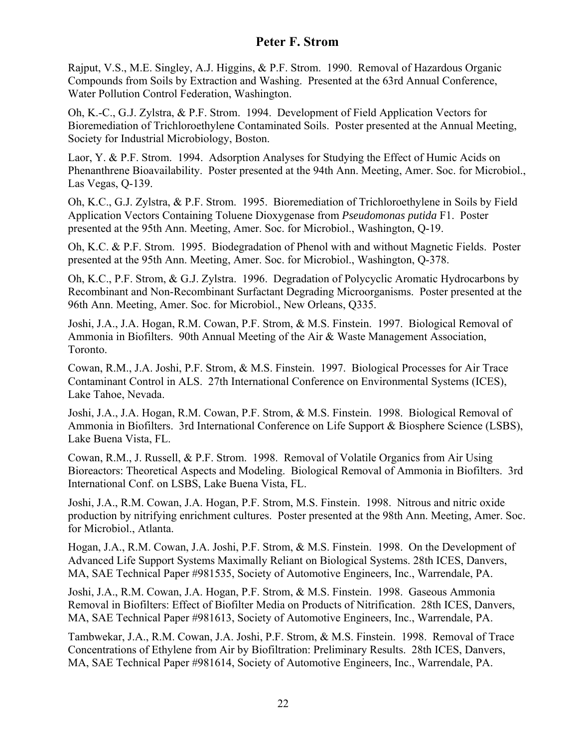Rajput, V.S., M.E. Singley, A.J. Higgins, & P.F. Strom. 1990. Removal of Hazardous Organic Compounds from Soils by Extraction and Washing. Presented at the 63rd Annual Conference, Water Pollution Control Federation, Washington.

Oh, K.-C., G.J. Zylstra, & P.F. Strom. 1994. Development of Field Application Vectors for Bioremediation of Trichloroethylene Contaminated Soils. Poster presented at the Annual Meeting, Society for Industrial Microbiology, Boston.

Laor, Y. & P.F. Strom. 1994. Adsorption Analyses for Studying the Effect of Humic Acids on Phenanthrene Bioavailability. Poster presented at the 94th Ann. Meeting, Amer. Soc. for Microbiol., Las Vegas, Q-139.

Oh, K.C., G.J. Zylstra, & P.F. Strom. 1995. Bioremediation of Trichloroethylene in Soils by Field Application Vectors Containing Toluene Dioxygenase from *Pseudomonas putida* F1. Poster presented at the 95th Ann. Meeting, Amer. Soc. for Microbiol., Washington, Q-19.

Oh, K.C. & P.F. Strom. 1995. Biodegradation of Phenol with and without Magnetic Fields. Poster presented at the 95th Ann. Meeting, Amer. Soc. for Microbiol., Washington, Q-378.

Oh, K.C., P.F. Strom, & G.J. Zylstra. 1996. Degradation of Polycyclic Aromatic Hydrocarbons by Recombinant and Non-Recombinant Surfactant Degrading Microorganisms. Poster presented at the 96th Ann. Meeting, Amer. Soc. for Microbiol., New Orleans, Q335.

Joshi, J.A., J.A. Hogan, R.M. Cowan, P.F. Strom, & M.S. Finstein. 1997. Biological Removal of Ammonia in Biofilters. 90th Annual Meeting of the Air & Waste Management Association, Toronto.

Cowan, R.M., J.A. Joshi, P.F. Strom, & M.S. Finstein. 1997. Biological Processes for Air Trace Contaminant Control in ALS. 27th International Conference on Environmental Systems (ICES), Lake Tahoe, Nevada.

Joshi, J.A., J.A. Hogan, R.M. Cowan, P.F. Strom, & M.S. Finstein. 1998. Biological Removal of Ammonia in Biofilters. 3rd International Conference on Life Support & Biosphere Science (LSBS), Lake Buena Vista, FL.

Cowan, R.M., J. Russell, & P.F. Strom. 1998. Removal of Volatile Organics from Air Using Bioreactors: Theoretical Aspects and Modeling. Biological Removal of Ammonia in Biofilters. 3rd International Conf. on LSBS, Lake Buena Vista, FL.

Joshi, J.A., R.M. Cowan, J.A. Hogan, P.F. Strom, M.S. Finstein. 1998. Nitrous and nitric oxide production by nitrifying enrichment cultures. Poster presented at the 98th Ann. Meeting, Amer. Soc. for Microbiol., Atlanta.

Hogan, J.A., R.M. Cowan, J.A. Joshi, P.F. Strom, & M.S. Finstein. 1998. On the Development of Advanced Life Support Systems Maximally Reliant on Biological Systems. 28th ICES, Danvers, MA, SAE Technical Paper #981535, Society of Automotive Engineers, Inc., Warrendale, PA.

Joshi, J.A., R.M. Cowan, J.A. Hogan, P.F. Strom, & M.S. Finstein. 1998. Gaseous Ammonia Removal in Biofilters: Effect of Biofilter Media on Products of Nitrification. 28th ICES, Danvers, MA, SAE Technical Paper #981613, Society of Automotive Engineers, Inc., Warrendale, PA.

Tambwekar, J.A., R.M. Cowan, J.A. Joshi, P.F. Strom, & M.S. Finstein. 1998. Removal of Trace Concentrations of Ethylene from Air by Biofiltration: Preliminary Results. 28th ICES, Danvers, MA, SAE Technical Paper #981614, Society of Automotive Engineers, Inc., Warrendale, PA.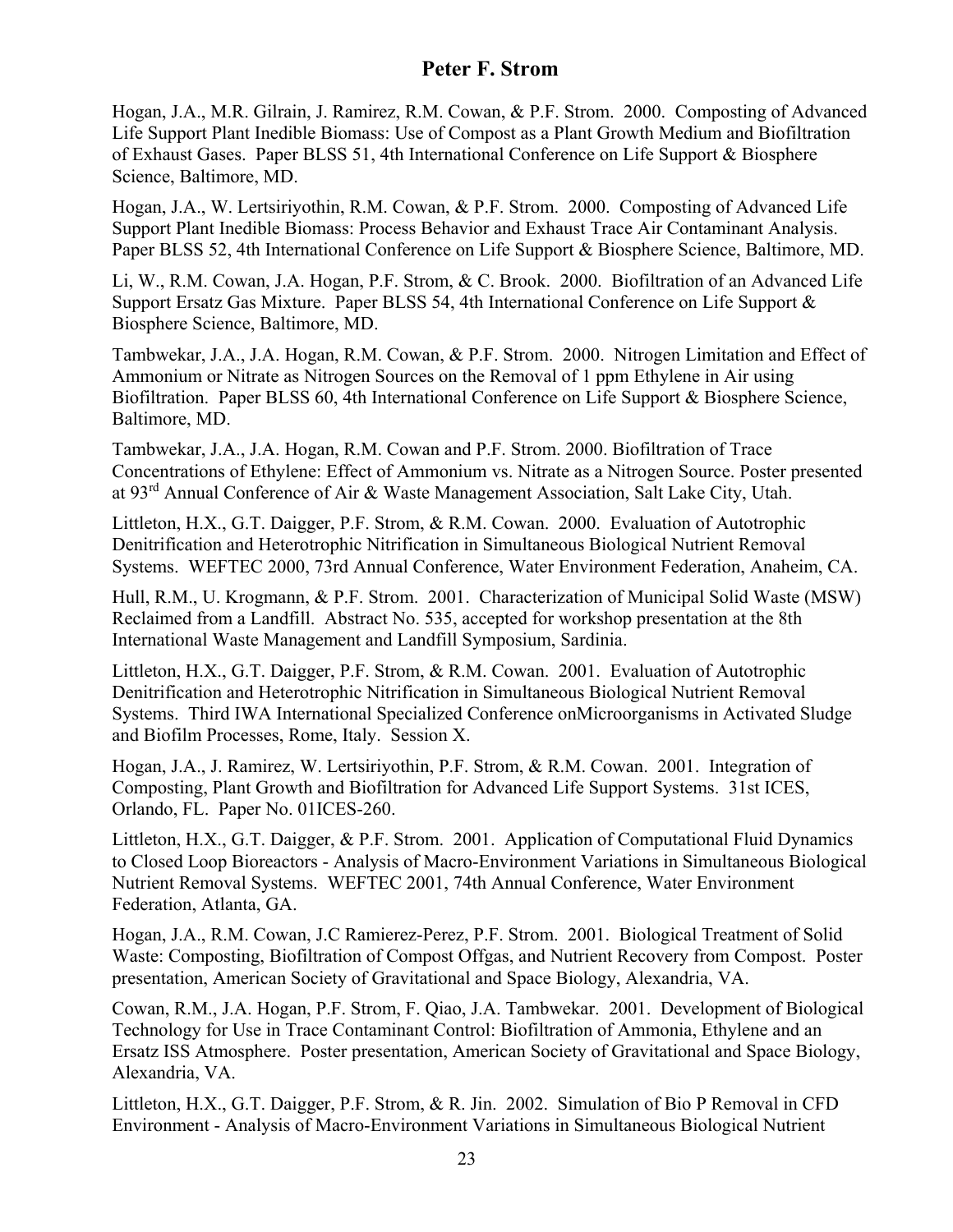Hogan, J.A., M.R. Gilrain, J. Ramirez, R.M. Cowan, & P.F. Strom. 2000. Composting of Advanced Life Support Plant Inedible Biomass: Use of Compost as a Plant Growth Medium and Biofiltration of Exhaust Gases. Paper BLSS 51, 4th International Conference on Life Support & Biosphere Science, Baltimore, MD.

Hogan, J.A., W. Lertsiriyothin, R.M. Cowan, & P.F. Strom. 2000. Composting of Advanced Life Support Plant Inedible Biomass: Process Behavior and Exhaust Trace Air Contaminant Analysis. Paper BLSS 52, 4th International Conference on Life Support & Biosphere Science, Baltimore, MD.

Li, W., R.M. Cowan, J.A. Hogan, P.F. Strom, & C. Brook. 2000. Biofiltration of an Advanced Life Support Ersatz Gas Mixture. Paper BLSS 54, 4th International Conference on Life Support & Biosphere Science, Baltimore, MD.

Tambwekar, J.A., J.A. Hogan, R.M. Cowan, & P.F. Strom. 2000. Nitrogen Limitation and Effect of Ammonium or Nitrate as Nitrogen Sources on the Removal of 1 ppm Ethylene in Air using Biofiltration. Paper BLSS 60, 4th International Conference on Life Support & Biosphere Science, Baltimore, MD.

Tambwekar, J.A., J.A. Hogan, R.M. Cowan and P.F. Strom. 2000. Biofiltration of Trace Concentrations of Ethylene: Effect of Ammonium vs. Nitrate as a Nitrogen Source. Poster presented at 93rd Annual Conference of Air & Waste Management Association, Salt Lake City, Utah.

Littleton, H.X., G.T. Daigger, P.F. Strom, & R.M. Cowan. 2000. Evaluation of Autotrophic Denitrification and Heterotrophic Nitrification in Simultaneous Biological Nutrient Removal Systems. WEFTEC 2000, 73rd Annual Conference, Water Environment Federation, Anaheim, CA.

Hull, R.M., U. Krogmann, & P.F. Strom. 2001. Characterization of Municipal Solid Waste (MSW) Reclaimed from a Landfill. Abstract No. 535, accepted for workshop presentation at the 8th International Waste Management and Landfill Symposium, Sardinia.

Littleton, H.X., G.T. Daigger, P.F. Strom, & R.M. Cowan. 2001. Evaluation of Autotrophic Denitrification and Heterotrophic Nitrification in Simultaneous Biological Nutrient Removal Systems. Third IWA International Specialized Conference onMicroorganisms in Activated Sludge and Biofilm Processes, Rome, Italy. Session X.

Hogan, J.A., J. Ramirez, W. Lertsiriyothin, P.F. Strom, & R.M. Cowan. 2001. Integration of Composting, Plant Growth and Biofiltration for Advanced Life Support Systems. 31st ICES, Orlando, FL. Paper No. 01ICES-260.

Littleton, H.X., G.T. Daigger, & P.F. Strom. 2001. Application of Computational Fluid Dynamics to Closed Loop Bioreactors - Analysis of Macro-Environment Variations in Simultaneous Biological Nutrient Removal Systems. WEFTEC 2001, 74th Annual Conference, Water Environment Federation, Atlanta, GA.

Hogan, J.A., R.M. Cowan, J.C Ramierez-Perez, P.F. Strom. 2001. Biological Treatment of Solid Waste: Composting, Biofiltration of Compost Offgas, and Nutrient Recovery from Compost. Poster presentation, American Society of Gravitational and Space Biology, Alexandria, VA.

Cowan, R.M., J.A. Hogan, P.F. Strom, F. Qiao, J.A. Tambwekar. 2001. Development of Biological Technology for Use in Trace Contaminant Control: Biofiltration of Ammonia, Ethylene and an Ersatz ISS Atmosphere. Poster presentation, American Society of Gravitational and Space Biology, Alexandria, VA.

Littleton, H.X., G.T. Daigger, P.F. Strom, & R. Jin. 2002. Simulation of Bio P Removal in CFD Environment - Analysis of Macro-Environment Variations in Simultaneous Biological Nutrient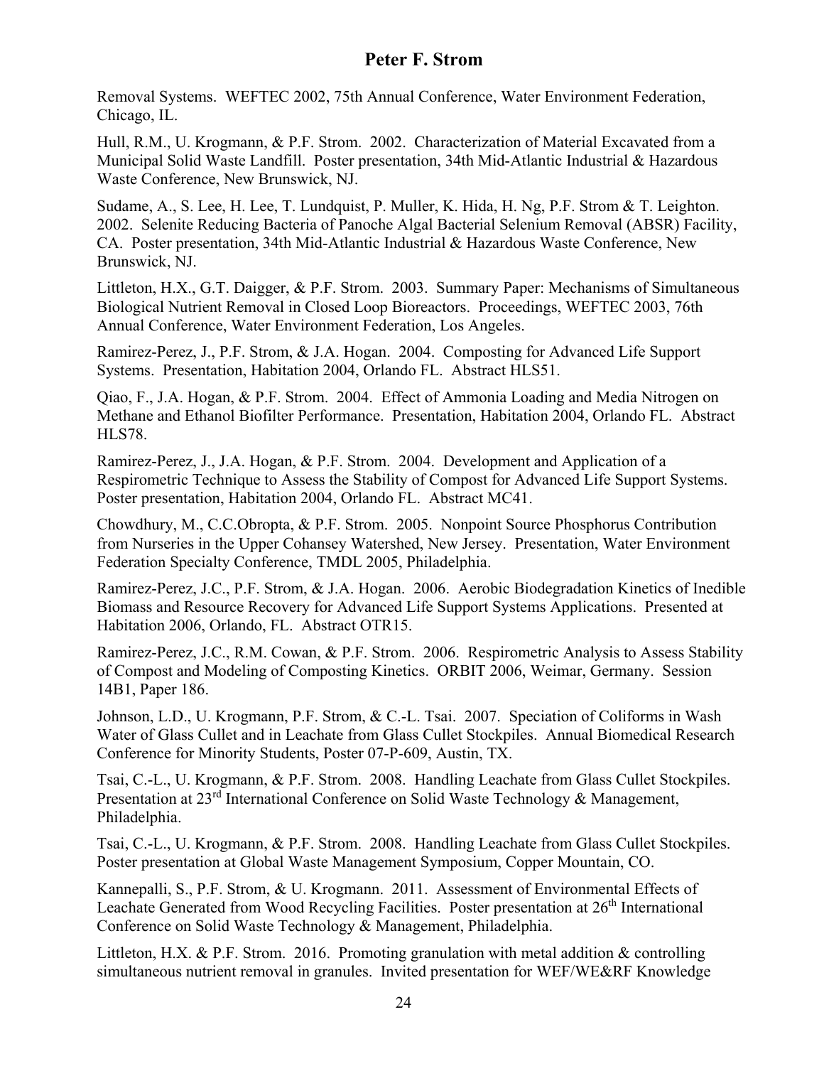Removal Systems. WEFTEC 2002, 75th Annual Conference, Water Environment Federation, Chicago, IL.

Hull, R.M., U. Krogmann, & P.F. Strom. 2002. Characterization of Material Excavated from a Municipal Solid Waste Landfill. Poster presentation, 34th Mid-Atlantic Industrial & Hazardous Waste Conference, New Brunswick, NJ.

Sudame, A., S. Lee, H. Lee, T. Lundquist, P. Muller, K. Hida, H. Ng, P.F. Strom & T. Leighton. 2002. Selenite Reducing Bacteria of Panoche Algal Bacterial Selenium Removal (ABSR) Facility, CA. Poster presentation, 34th Mid-Atlantic Industrial & Hazardous Waste Conference, New Brunswick, NJ.

Littleton, H.X., G.T. Daigger, & P.F. Strom. 2003. Summary Paper: Mechanisms of Simultaneous Biological Nutrient Removal in Closed Loop Bioreactors. Proceedings, WEFTEC 2003, 76th Annual Conference, Water Environment Federation, Los Angeles.

Ramirez-Perez, J., P.F. Strom, & J.A. Hogan. 2004. Composting for Advanced Life Support Systems. Presentation, Habitation 2004, Orlando FL. Abstract HLS51.

Qiao, F., J.A. Hogan, & P.F. Strom. 2004. Effect of Ammonia Loading and Media Nitrogen on Methane and Ethanol Biofilter Performance. Presentation, Habitation 2004, Orlando FL. Abstract HLS78.

Ramirez-Perez, J., J.A. Hogan, & P.F. Strom. 2004. Development and Application of a Respirometric Technique to Assess the Stability of Compost for Advanced Life Support Systems. Poster presentation, Habitation 2004, Orlando FL. Abstract MC41.

Chowdhury, M., C.C.Obropta, & P.F. Strom. 2005. Nonpoint Source Phosphorus Contribution from Nurseries in the Upper Cohansey Watershed, New Jersey. Presentation, Water Environment Federation Specialty Conference, TMDL 2005, Philadelphia.

Ramirez-Perez, J.C., P.F. Strom, & J.A. Hogan. 2006. Aerobic Biodegradation Kinetics of Inedible Biomass and Resource Recovery for Advanced Life Support Systems Applications. Presented at Habitation 2006, Orlando, FL. Abstract OTR15.

Ramirez-Perez, J.C., R.M. Cowan, & P.F. Strom. 2006. Respirometric Analysis to Assess Stability of Compost and Modeling of Composting Kinetics. ORBIT 2006, Weimar, Germany. Session 14B1, Paper 186.

Johnson, L.D., U. Krogmann, P.F. Strom, & C.-L. Tsai. 2007. Speciation of Coliforms in Wash Water of Glass Cullet and in Leachate from Glass Cullet Stockpiles. Annual Biomedical Research Conference for Minority Students, Poster 07-P-609, Austin, TX.

Tsai, C.-L., U. Krogmann, & P.F. Strom. 2008. Handling Leachate from Glass Cullet Stockpiles. Presentation at 23rd International Conference on Solid Waste Technology & Management, Philadelphia.

Tsai, C.-L., U. Krogmann, & P.F. Strom. 2008. Handling Leachate from Glass Cullet Stockpiles. Poster presentation at Global Waste Management Symposium, Copper Mountain, CO.

Kannepalli, S., P.F. Strom, & U. Krogmann. 2011. Assessment of Environmental Effects of Leachate Generated from Wood Recycling Facilities. Poster presentation at 26th International Conference on Solid Waste Technology & Management, Philadelphia.

Littleton, H.X. & P.F. Strom. 2016. Promoting granulation with metal addition & controlling simultaneous nutrient removal in granules. Invited presentation for WEF/WE&RF Knowledge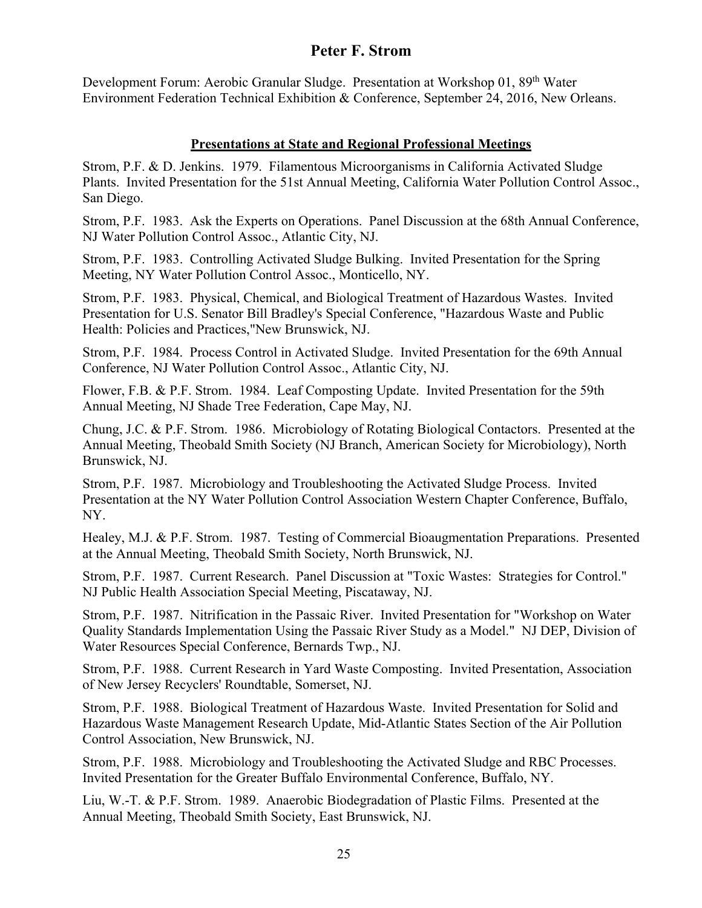Development Forum: Aerobic Granular Sludge. Presentation at Workshop 01, 89th Water Environment Federation Technical Exhibition & Conference, September 24, 2016, New Orleans.

## Presentations at State and Regional Professional Meetings

Strom, P.F. & D. Jenkins. 1979. Filamentous Microorganisms in California Activated Sludge Plants. Invited Presentation for the 51st Annual Meeting, California Water Pollution Control Assoc., San Diego.

Strom, P.F. 1983. Ask the Experts on Operations. Panel Discussion at the 68th Annual Conference, NJ Water Pollution Control Assoc., Atlantic City, NJ.

Strom, P.F. 1983. Controlling Activated Sludge Bulking. Invited Presentation for the Spring Meeting, NY Water Pollution Control Assoc., Monticello, NY.

Strom, P.F. 1983. Physical, Chemical, and Biological Treatment of Hazardous Wastes. Invited Presentation for U.S. Senator Bill Bradley's Special Conference, "Hazardous Waste and Public Health: Policies and Practices,"New Brunswick, NJ.

Strom, P.F. 1984. Process Control in Activated Sludge. Invited Presentation for the 69th Annual Conference, NJ Water Pollution Control Assoc., Atlantic City, NJ.

Flower, F.B. & P.F. Strom. 1984. Leaf Composting Update. Invited Presentation for the 59th Annual Meeting, NJ Shade Tree Federation, Cape May, NJ.

Chung, J.C. & P.F. Strom. 1986. Microbiology of Rotating Biological Contactors. Presented at the Annual Meeting, Theobald Smith Society (NJ Branch, American Society for Microbiology), North Brunswick, NJ.

Strom, P.F. 1987. Microbiology and Troubleshooting the Activated Sludge Process. Invited Presentation at the NY Water Pollution Control Association Western Chapter Conference, Buffalo, NY.

Healey, M.J. & P.F. Strom. 1987. Testing of Commercial Bioaugmentation Preparations. Presented at the Annual Meeting, Theobald Smith Society, North Brunswick, NJ.

Strom, P.F. 1987. Current Research. Panel Discussion at "Toxic Wastes: Strategies for Control." NJ Public Health Association Special Meeting, Piscataway, NJ.

Strom, P.F. 1987. Nitrification in the Passaic River. Invited Presentation for "Workshop on Water Quality Standards Implementation Using the Passaic River Study as a Model." NJ DEP, Division of Water Resources Special Conference, Bernards Twp., NJ.

Strom, P.F. 1988. Current Research in Yard Waste Composting. Invited Presentation, Association of New Jersey Recyclers' Roundtable, Somerset, NJ.

Strom, P.F. 1988. Biological Treatment of Hazardous Waste. Invited Presentation for Solid and Hazardous Waste Management Research Update, Mid-Atlantic States Section of the Air Pollution Control Association, New Brunswick, NJ.

Strom, P.F. 1988. Microbiology and Troubleshooting the Activated Sludge and RBC Processes. Invited Presentation for the Greater Buffalo Environmental Conference, Buffalo, NY.

Liu, W.-T. & P.F. Strom. 1989. Anaerobic Biodegradation of Plastic Films. Presented at the Annual Meeting, Theobald Smith Society, East Brunswick, NJ.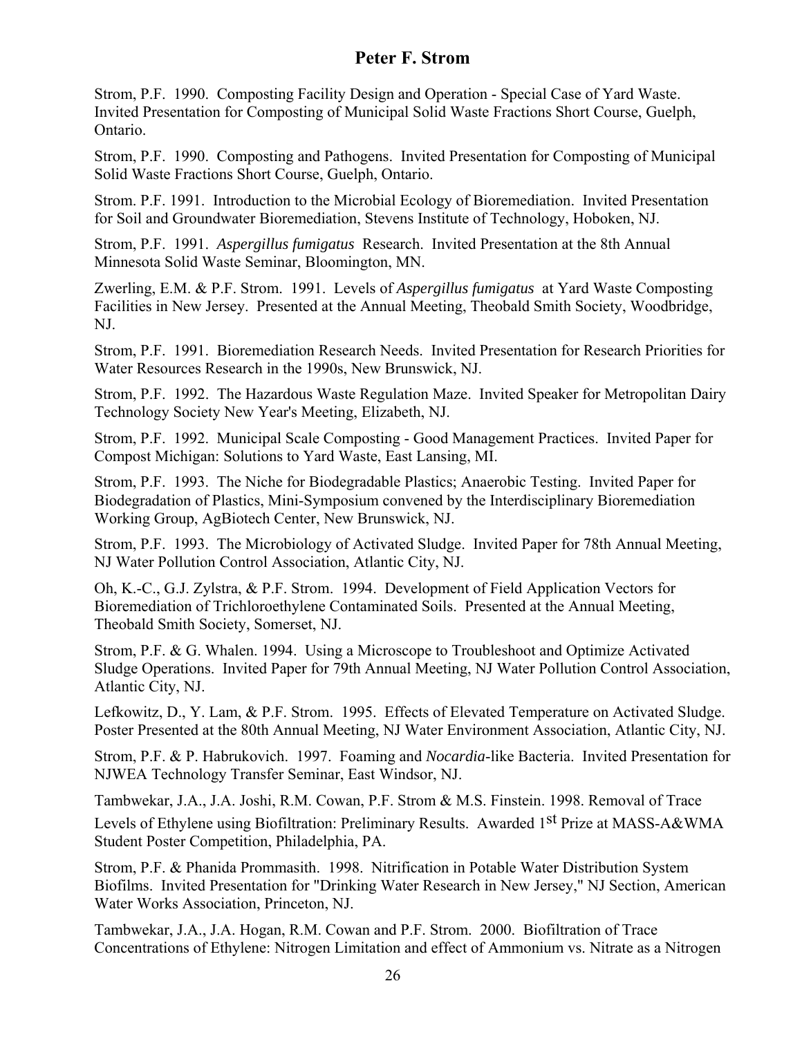Strom, P.F. 1990. Composting Facility Design and Operation - Special Case of Yard Waste. Invited Presentation for Composting of Municipal Solid Waste Fractions Short Course, Guelph, Ontario.

Strom, P.F. 1990. Composting and Pathogens. Invited Presentation for Composting of Municipal Solid Waste Fractions Short Course, Guelph, Ontario.

Strom. P.F. 1991. Introduction to the Microbial Ecology of Bioremediation. Invited Presentation for Soil and Groundwater Bioremediation, Stevens Institute of Technology, Hoboken, NJ.

Strom, P.F. 1991. *Aspergillus fumigatus* Research. Invited Presentation at the 8th Annual Minnesota Solid Waste Seminar, Bloomington, MN.

Zwerling, E.M. & P.F. Strom. 1991. Levels of *Aspergillus fumigatus* at Yard Waste Composting Facilities in New Jersey. Presented at the Annual Meeting, Theobald Smith Society, Woodbridge, NJ.

Strom, P.F. 1991. Bioremediation Research Needs. Invited Presentation for Research Priorities for Water Resources Research in the 1990s, New Brunswick, NJ.

Strom, P.F. 1992. The Hazardous Waste Regulation Maze. Invited Speaker for Metropolitan Dairy Technology Society New Year's Meeting, Elizabeth, NJ.

Strom, P.F. 1992. Municipal Scale Composting - Good Management Practices. Invited Paper for Compost Michigan: Solutions to Yard Waste, East Lansing, MI.

Strom, P.F. 1993. The Niche for Biodegradable Plastics; Anaerobic Testing. Invited Paper for Biodegradation of Plastics, Mini-Symposium convened by the Interdisciplinary Bioremediation Working Group, AgBiotech Center, New Brunswick, NJ.

Strom, P.F. 1993. The Microbiology of Activated Sludge. Invited Paper for 78th Annual Meeting, NJ Water Pollution Control Association, Atlantic City, NJ.

Oh, K.-C., G.J. Zylstra, & P.F. Strom. 1994. Development of Field Application Vectors for Bioremediation of Trichloroethylene Contaminated Soils. Presented at the Annual Meeting, Theobald Smith Society, Somerset, NJ.

Strom, P.F. & G. Whalen. 1994. Using a Microscope to Troubleshoot and Optimize Activated Sludge Operations. Invited Paper for 79th Annual Meeting, NJ Water Pollution Control Association, Atlantic City, NJ.

Lefkowitz, D., Y. Lam, & P.F. Strom. 1995. Effects of Elevated Temperature on Activated Sludge. Poster Presented at the 80th Annual Meeting, NJ Water Environment Association, Atlantic City, NJ.

Strom, P.F. & P. Habrukovich. 1997. Foaming and *Nocardia*-like Bacteria. Invited Presentation for NJWEA Technology Transfer Seminar, East Windsor, NJ.

Tambwekar, J.A., J.A. Joshi, R.M. Cowan, P.F. Strom & M.S. Finstein. 1998. Removal of Trace Levels of Ethylene using Biofiltration: Preliminary Results. Awarded 1st Prize at MASS-A&WMA Student Poster Competition, Philadelphia, PA.

Strom, P.F. & Phanida Prommasith. 1998. Nitrification in Potable Water Distribution System Biofilms. Invited Presentation for "Drinking Water Research in New Jersey," NJ Section, American Water Works Association, Princeton, NJ.

Tambwekar, J.A., J.A. Hogan, R.M. Cowan and P.F. Strom. 2000. Biofiltration of Trace Concentrations of Ethylene: Nitrogen Limitation and effect of Ammonium vs. Nitrate as a Nitrogen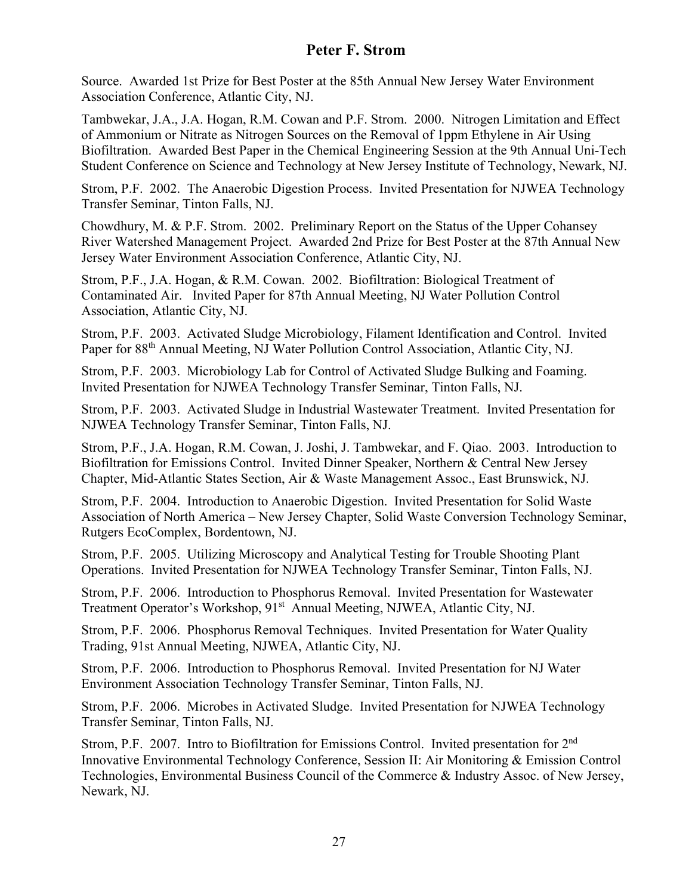Source. Awarded 1st Prize for Best Poster at the 85th Annual New Jersey Water Environment Association Conference, Atlantic City, NJ.

Tambwekar, J.A., J.A. Hogan, R.M. Cowan and P.F. Strom. 2000. Nitrogen Limitation and Effect of Ammonium or Nitrate as Nitrogen Sources on the Removal of 1ppm Ethylene in Air Using Biofiltration. Awarded Best Paper in the Chemical Engineering Session at the 9th Annual Uni-Tech Student Conference on Science and Technology at New Jersey Institute of Technology, Newark, NJ.

Strom, P.F. 2002. The Anaerobic Digestion Process. Invited Presentation for NJWEA Technology Transfer Seminar, Tinton Falls, NJ.

Chowdhury, M. & P.F. Strom. 2002. Preliminary Report on the Status of the Upper Cohansey River Watershed Management Project. Awarded 2nd Prize for Best Poster at the 87th Annual New Jersey Water Environment Association Conference, Atlantic City, NJ.

Strom, P.F., J.A. Hogan, & R.M. Cowan. 2002. Biofiltration: Biological Treatment of Contaminated Air. Invited Paper for 87th Annual Meeting, NJ Water Pollution Control Association, Atlantic City, NJ.

Strom, P.F. 2003. Activated Sludge Microbiology, Filament Identification and Control. Invited Paper for 88th Annual Meeting, NJ Water Pollution Control Association, Atlantic City, NJ.

Strom, P.F. 2003. Microbiology Lab for Control of Activated Sludge Bulking and Foaming. Invited Presentation for NJWEA Technology Transfer Seminar, Tinton Falls, NJ.

Strom, P.F. 2003. Activated Sludge in Industrial Wastewater Treatment. Invited Presentation for NJWEA Technology Transfer Seminar, Tinton Falls, NJ.

Strom, P.F., J.A. Hogan, R.M. Cowan, J. Joshi, J. Tambwekar, and F. Qiao. 2003. Introduction to Biofiltration for Emissions Control. Invited Dinner Speaker, Northern & Central New Jersey Chapter, Mid-Atlantic States Section, Air & Waste Management Assoc., East Brunswick, NJ.

Strom, P.F. 2004. Introduction to Anaerobic Digestion. Invited Presentation for Solid Waste Association of North America – New Jersey Chapter, Solid Waste Conversion Technology Seminar, Rutgers EcoComplex, Bordentown, NJ.

Strom, P.F. 2005. Utilizing Microscopy and Analytical Testing for Trouble Shooting Plant Operations. Invited Presentation for NJWEA Technology Transfer Seminar, Tinton Falls, NJ.

Strom, P.F. 2006. Introduction to Phosphorus Removal. Invited Presentation for Wastewater Treatment Operator's Workshop, 91st Annual Meeting, NJWEA, Atlantic City, NJ.

Strom, P.F. 2006. Phosphorus Removal Techniques. Invited Presentation for Water Quality Trading, 91st Annual Meeting, NJWEA, Atlantic City, NJ.

Strom, P.F. 2006. Introduction to Phosphorus Removal. Invited Presentation for NJ Water Environment Association Technology Transfer Seminar, Tinton Falls, NJ.

Strom, P.F. 2006. Microbes in Activated Sludge. Invited Presentation for NJWEA Technology Transfer Seminar, Tinton Falls, NJ.

Strom, P.F. 2007. Intro to Biofiltration for Emissions Control. Invited presentation for 2nd Innovative Environmental Technology Conference, Session II: Air Monitoring & Emission Control Technologies, Environmental Business Council of the Commerce & Industry Assoc. of New Jersey, Newark, NJ.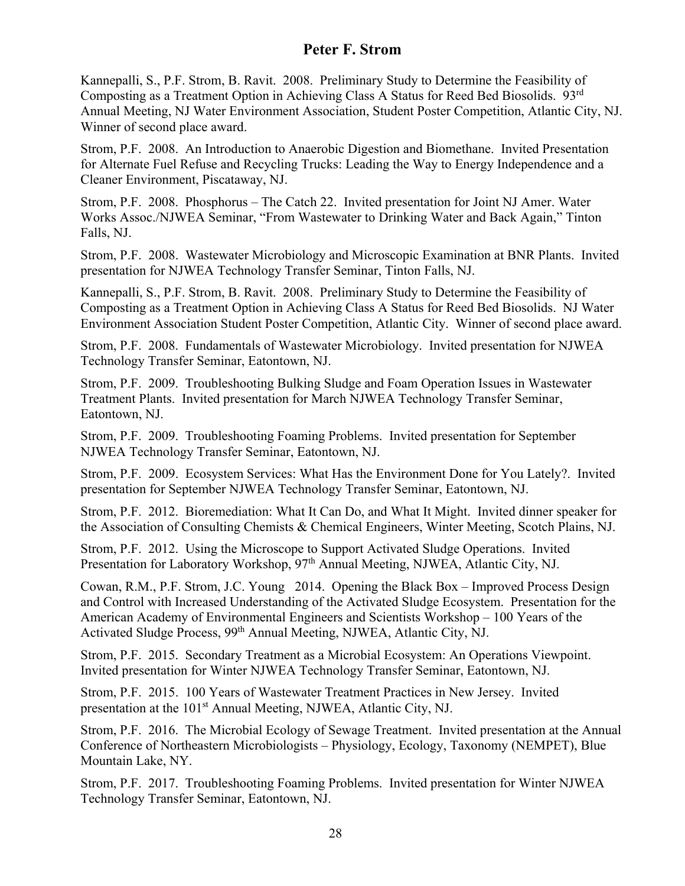Kannepalli, S., P.F. Strom, B. Ravit. 2008. Preliminary Study to Determine the Feasibility of Composting as a Treatment Option in Achieving Class A Status for Reed Bed Biosolids. 93rd Annual Meeting, NJ Water Environment Association, Student Poster Competition, Atlantic City, NJ. Winner of second place award.

Strom, P.F. 2008. An Introduction to Anaerobic Digestion and Biomethane. Invited Presentation for Alternate Fuel Refuse and Recycling Trucks: Leading the Way to Energy Independence and a Cleaner Environment, Piscataway, NJ.

Strom, P.F. 2008. Phosphorus – The Catch 22. Invited presentation for Joint NJ Amer. Water Works Assoc./NJWEA Seminar, "From Wastewater to Drinking Water and Back Again," Tinton Falls, NJ.

Strom, P.F. 2008. Wastewater Microbiology and Microscopic Examination at BNR Plants. Invited presentation for NJWEA Technology Transfer Seminar, Tinton Falls, NJ.

Kannepalli, S., P.F. Strom, B. Ravit. 2008. Preliminary Study to Determine the Feasibility of Composting as a Treatment Option in Achieving Class A Status for Reed Bed Biosolids. NJ Water Environment Association Student Poster Competition, Atlantic City. Winner of second place award.

Strom, P.F. 2008. Fundamentals of Wastewater Microbiology. Invited presentation for NJWEA Technology Transfer Seminar, Eatontown, NJ.

Strom, P.F. 2009. Troubleshooting Bulking Sludge and Foam Operation Issues in Wastewater Treatment Plants. Invited presentation for March NJWEA Technology Transfer Seminar, Eatontown, NJ.

Strom, P.F. 2009. Troubleshooting Foaming Problems. Invited presentation for September NJWEA Technology Transfer Seminar, Eatontown, NJ.

Strom, P.F. 2009. Ecosystem Services: What Has the Environment Done for You Lately?. Invited presentation for September NJWEA Technology Transfer Seminar, Eatontown, NJ.

Strom, P.F. 2012. Bioremediation: What It Can Do, and What It Might. Invited dinner speaker for the Association of Consulting Chemists & Chemical Engineers, Winter Meeting, Scotch Plains, NJ.

Strom, P.F. 2012. Using the Microscope to Support Activated Sludge Operations. Invited Presentation for Laboratory Workshop, 97th Annual Meeting, NJWEA, Atlantic City, NJ.

Cowan, R.M., P.F. Strom, J.C. Young 2014. Opening the Black Box – Improved Process Design and Control with Increased Understanding of the Activated Sludge Ecosystem. Presentation for the American Academy of Environmental Engineers and Scientists Workshop – 100 Years of the Activated Sludge Process, 99th Annual Meeting, NJWEA, Atlantic City, NJ.

Strom, P.F. 2015. Secondary Treatment as a Microbial Ecosystem: An Operations Viewpoint. Invited presentation for Winter NJWEA Technology Transfer Seminar, Eatontown, NJ.

Strom, P.F. 2015. 100 Years of Wastewater Treatment Practices in New Jersey. Invited presentation at the 101st Annual Meeting, NJWEA, Atlantic City, NJ.

Strom, P.F. 2016. The Microbial Ecology of Sewage Treatment. Invited presentation at the Annual Conference of Northeastern Microbiologists – Physiology, Ecology, Taxonomy (NEMPET), Blue Mountain Lake, NY.

Strom, P.F. 2017. Troubleshooting Foaming Problems. Invited presentation for Winter NJWEA Technology Transfer Seminar, Eatontown, NJ.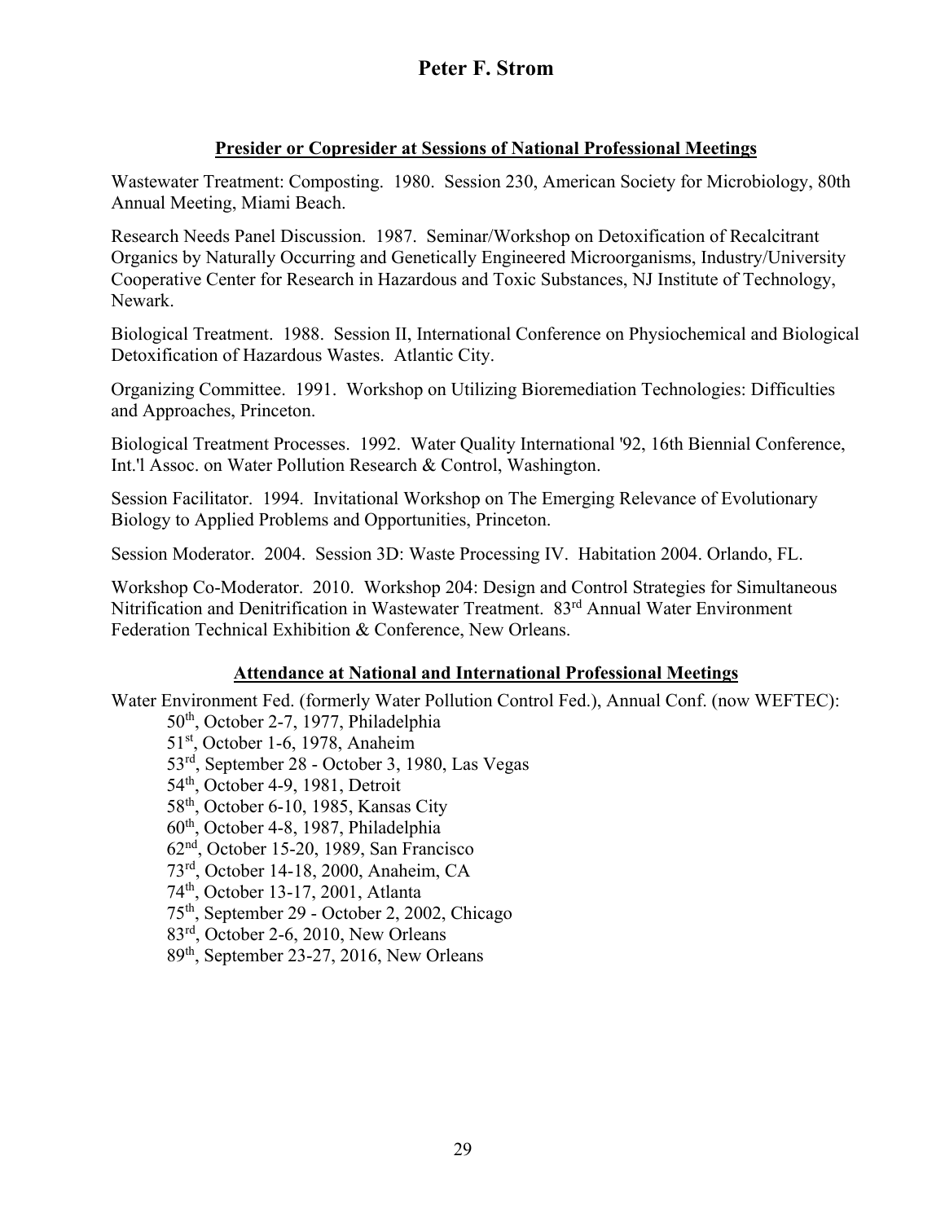## Presider or Copresider at Sessions of National Professional Meetings

Wastewater Treatment: Composting. 1980. Session 230, American Society for Microbiology, 80th Annual Meeting, Miami Beach.

Research Needs Panel Discussion. 1987. Seminar/Workshop on Detoxification of Recalcitrant Organics by Naturally Occurring and Genetically Engineered Microorganisms, Industry/University Cooperative Center for Research in Hazardous and Toxic Substances, NJ Institute of Technology, Newark.

Biological Treatment. 1988. Session II, International Conference on Physiochemical and Biological Detoxification of Hazardous Wastes. Atlantic City.

Organizing Committee. 1991. Workshop on Utilizing Bioremediation Technologies: Difficulties and Approaches, Princeton.

Biological Treatment Processes. 1992. Water Quality International '92, 16th Biennial Conference, Int.'l Assoc. on Water Pollution Research & Control, Washington.

Session Facilitator. 1994. Invitational Workshop on The Emerging Relevance of Evolutionary Biology to Applied Problems and Opportunities, Princeton.

Session Moderator. 2004. Session 3D: Waste Processing IV. Habitation 2004. Orlando, FL.

Workshop Co-Moderator. 2010. Workshop 204: Design and Control Strategies for Simultaneous Nitrification and Denitrification in Wastewater Treatment. 83rd Annual Water Environment Federation Technical Exhibition & Conference, New Orleans.

## Attendance at National and International Professional Meetings

Water Environment Fed. (formerly Water Pollution Control Fed.), Annual Conf. (now WEFTEC):

- 50th, October 2-7, 1977, Philadelphia
- 51st, October 1-6, 1978, Anaheim
- 53rd, September 28 - October 3, 1980, Las Vegas
- 54th, October 4-9, 1981, Detroit
- 58th, October 6-10, 1985, Kansas City
- 60th, October 4-8, 1987, Philadelphia
- 62nd, October 15-20, 1989, San Francisco
- 73rd, October 14-18, 2000, Anaheim, CA
- 74th, October 13-17, 2001, Atlanta
- 75th, September 29 - October 2, 2002, Chicago
- 83rd, October 2-6, 2010, New Orleans
- 89th, September 23-27, 2016, New Orleans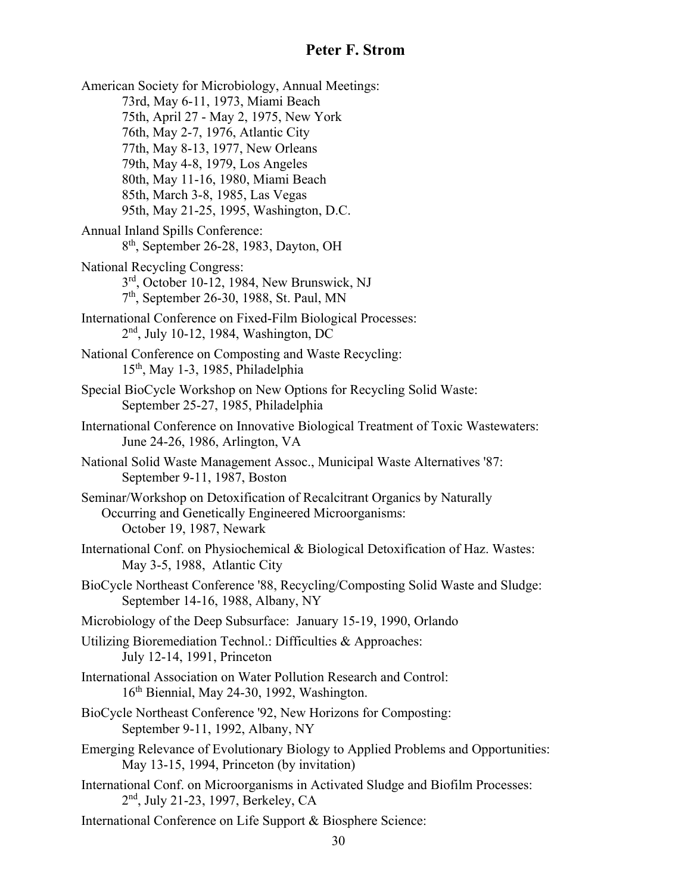American Society for Microbiology, Annual Meetings:
  73rd, May 6-11, 1973, Miami Beach
  75th, April 27 - May 2, 1975, New York
  76th, May 2-7, 1976, Atlantic City
  77th, May 8-13, 1977, New Orleans
  79th, May 4-8, 1979, Los Angeles
  80th, May 11-16, 1980, Miami Beach
  85th, March 3-8, 1985, Las Vegas
  95th, May 21-25, 1995, Washington, D.C.

Annual Inland Spills Conference:
  8th, September 26-28, 1983, Dayton, OH

National Recycling Congress:
  3rd, October 10-12, 1984, New Brunswick, NJ
  7th, September 26-30, 1988, St. Paul, MN

International Conference on Fixed-Film Biological Processes:
  2nd, July 10-12, 1984, Washington, DC

National Conference on Composting and Waste Recycling:
  15th, May 1-3, 1985, Philadelphia

Special BioCycle Workshop on New Options for Recycling Solid Waste:
  September 25-27, 1985, Philadelphia

International Conference on Innovative Biological Treatment of Toxic Wastewaters:
  June 24-26, 1986, Arlington, VA

National Solid Waste Management Assoc., Municipal Waste Alternatives '87:
  September 9-11, 1987, Boston

Seminar/Workshop on Detoxification of Recalcitrant Organics by Naturally Occurring and Genetically Engineered Microorganisms:
  October 19, 1987, Newark

International Conf. on Physiochemical & Biological Detoxification of Haz. Wastes:
  May 3-5, 1988, Atlantic City

BioCycle Northeast Conference '88, Recycling/Composting Solid Waste and Sludge:
  September 14-16, 1988, Albany, NY

Microbiology of the Deep Subsurface: January 15-19, 1990, Orlando

Utilizing Bioremediation Technol.: Difficulties & Approaches:
  July 12-14, 1991, Princeton

International Association on Water Pollution Research and Control:
  16th Biennial, May 24-30, 1992, Washington.

BioCycle Northeast Conference '92, New Horizons for Composting:
  September 9-11, 1992, Albany, NY

Emerging Relevance of Evolutionary Biology to Applied Problems and Opportunities:
  May 13-15, 1994, Princeton (by invitation)

International Conf. on Microorganisms in Activated Sludge and Biofilm Processes:
  2nd, July 21-23, 1997, Berkeley, CA

International Conference on Life Support & Biosphere Science: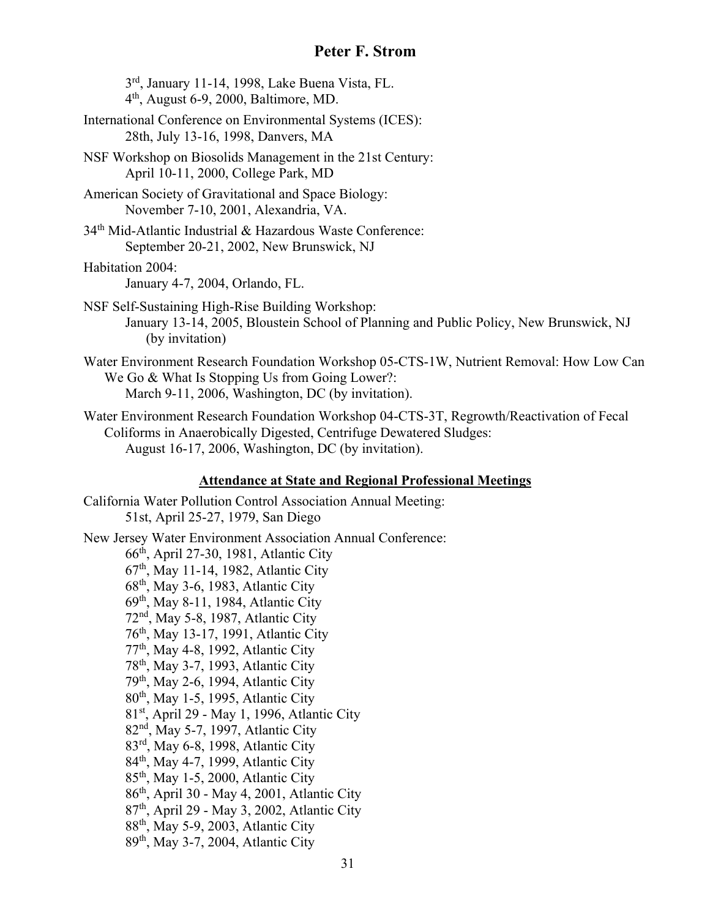3rd, January 11-14, 1998, Lake Buena Vista, FL.
4th, August 6-9, 2000, Baltimore, MD.

International Conference on Environmental Systems (ICES):
28th, July 13-16, 1998, Danvers, MA

NSF Workshop on Biosolids Management in the 21st Century:
April 10-11, 2000, College Park, MD

American Society of Gravitational and Space Biology:
November 7-10, 2001, Alexandria, VA.

34th Mid-Atlantic Industrial & Hazardous Waste Conference:
September 20-21, 2002, New Brunswick, NJ

Habitation 2004:
January 4-7, 2004, Orlando, FL.

NSF Self-Sustaining High-Rise Building Workshop:
January 13-14, 2005, Bloustein School of Planning and Public Policy, New Brunswick, NJ (by invitation)

Water Environment Research Foundation Workshop 05-CTS-1W, Nutrient Removal: How Low Can We Go & What Is Stopping Us from Going Lower?:
March 9-11, 2006, Washington, DC (by invitation).

Water Environment Research Foundation Workshop 04-CTS-3T, Regrowth/Reactivation of Fecal Coliforms in Anaerobically Digested, Centrifuge Dewatered Sludges:
August 16-17, 2006, Washington, DC (by invitation).

## Attendance at State and Regional Professional Meetings

California Water Pollution Control Association Annual Meeting:
51st, April 25-27, 1979, San Diego

New Jersey Water Environment Association Annual Conference:
66th, April 27-30, 1981, Atlantic City
67th, May 11-14, 1982, Atlantic City
68th, May 3-6, 1983, Atlantic City
69th, May 8-11, 1984, Atlantic City
72nd, May 5-8, 1987, Atlantic City
76th, May 13-17, 1991, Atlantic City
77th, May 4-8, 1992, Atlantic City
78th, May 3-7, 1993, Atlantic City
79th, May 2-6, 1994, Atlantic City
80th, May 1-5, 1995, Atlantic City
81st, April 29 - May 1, 1996, Atlantic City
82nd, May 5-7, 1997, Atlantic City
83rd, May 6-8, 1998, Atlantic City
84th, May 4-7, 1999, Atlantic City
85th, May 1-5, 2000, Atlantic City
86th, April 30 - May 4, 2001, Atlantic City
87th, April 29 - May 3, 2002, Atlantic City
88th, May 5-9, 2003, Atlantic City
89th, May 3-7, 2004, Atlantic City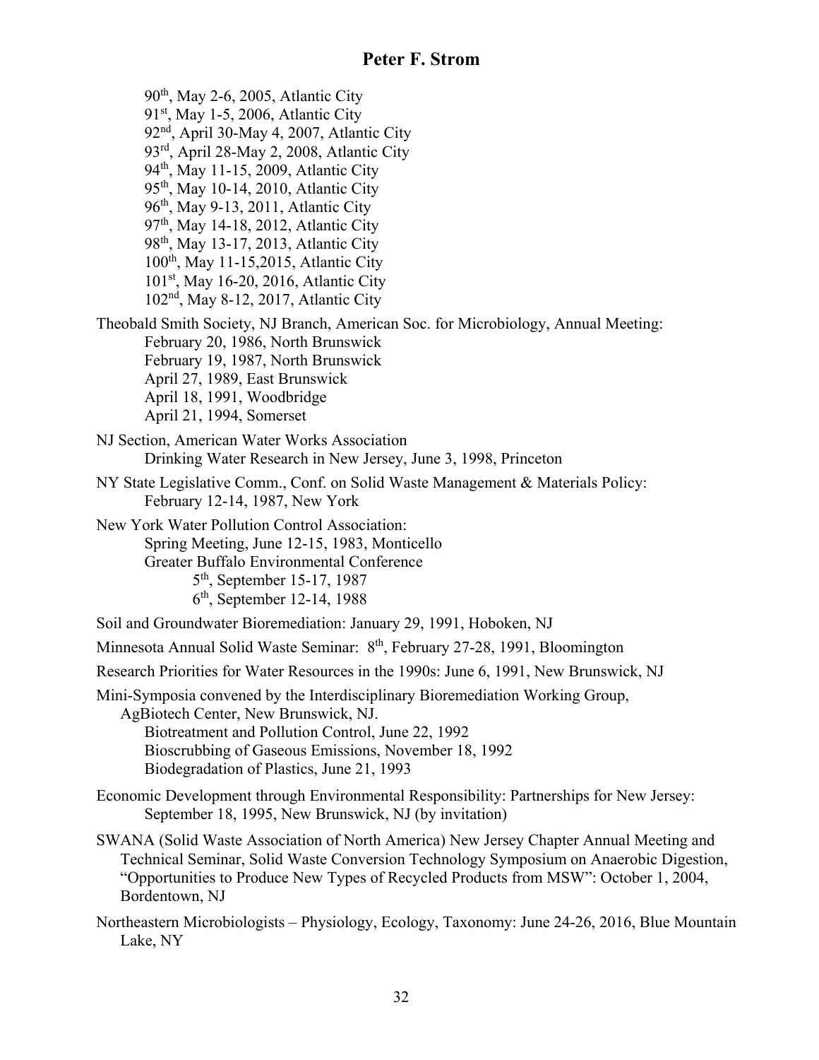90th, May 2-6, 2005, Atlantic City
91st, May 1-5, 2006, Atlantic City
92nd, April 30-May 4, 2007, Atlantic City
93rd, April 28-May 2, 2008, Atlantic City
94th, May 11-15, 2009, Atlantic City
95th, May 10-14, 2010, Atlantic City
96th, May 9-13, 2011, Atlantic City
97th, May 14-18, 2012, Atlantic City
98th, May 13-17, 2013, Atlantic City
100th, May 11-15,2015, Atlantic City
101st, May 16-20, 2016, Atlantic City
102nd, May 8-12, 2017, Atlantic City

Theobald Smith Society, NJ Branch, American Soc. for Microbiology, Annual Meeting:
February 20, 1986, North Brunswick
February 19, 1987, North Brunswick
April 27, 1989, East Brunswick
April 18, 1991, Woodbridge
April 21, 1994, Somerset

NJ Section, American Water Works Association
Drinking Water Research in New Jersey, June 3, 1998, Princeton

NY State Legislative Comm., Conf. on Solid Waste Management & Materials Policy:
February 12-14, 1987, New York

New York Water Pollution Control Association:
Spring Meeting, June 12-15, 1983, Monticello
Greater Buffalo Environmental Conference
5th, September 15-17, 1987
6th, September 12-14, 1988

Soil and Groundwater Bioremediation: January 29, 1991, Hoboken, NJ

Minnesota Annual Solid Waste Seminar: 8th, February 27-28, 1991, Bloomington

Research Priorities for Water Resources in the 1990s: June 6, 1991, New Brunswick, NJ

Mini-Symposia convened by the Interdisciplinary Bioremediation Working Group, AgBiotech Center, New Brunswick, NJ.
Biotreatment and Pollution Control, June 22, 1992
Bioscrubbing of Gaseous Emissions, November 18, 1992
Biodegradation of Plastics, June 21, 1993

Economic Development through Environmental Responsibility: Partnerships for New Jersey:
September 18, 1995, New Brunswick, NJ (by invitation)

SWANA (Solid Waste Association of North America) New Jersey Chapter Annual Meeting and Technical Seminar, Solid Waste Conversion Technology Symposium on Anaerobic Digestion, "Opportunities to Produce New Types of Recycled Products from MSW": October 1, 2004, Bordentown, NJ

Northeastern Microbiologists – Physiology, Ecology, Taxonomy: June 24-26, 2016, Blue Mountain Lake, NY